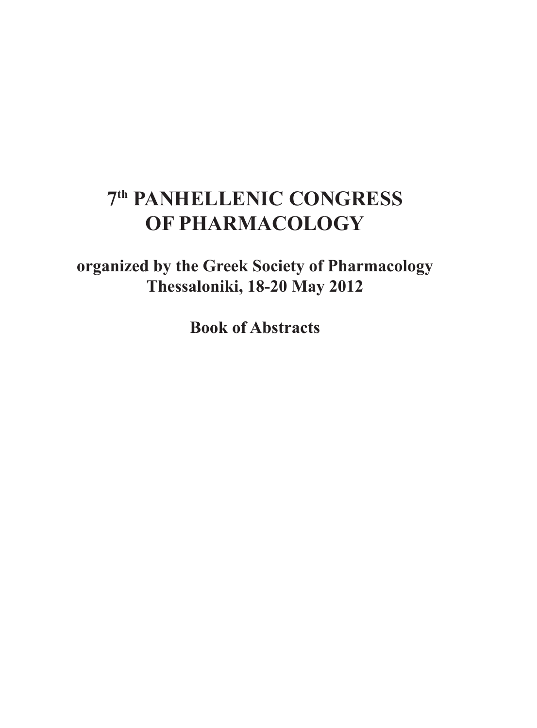# 7th PANHELLENIC CONGRESS OF PHARMACOLOGY

**organized by the Greek Society of Pharmacology**
**Thessaloniki, 18-20 May 2012**

**Book of Abstracts**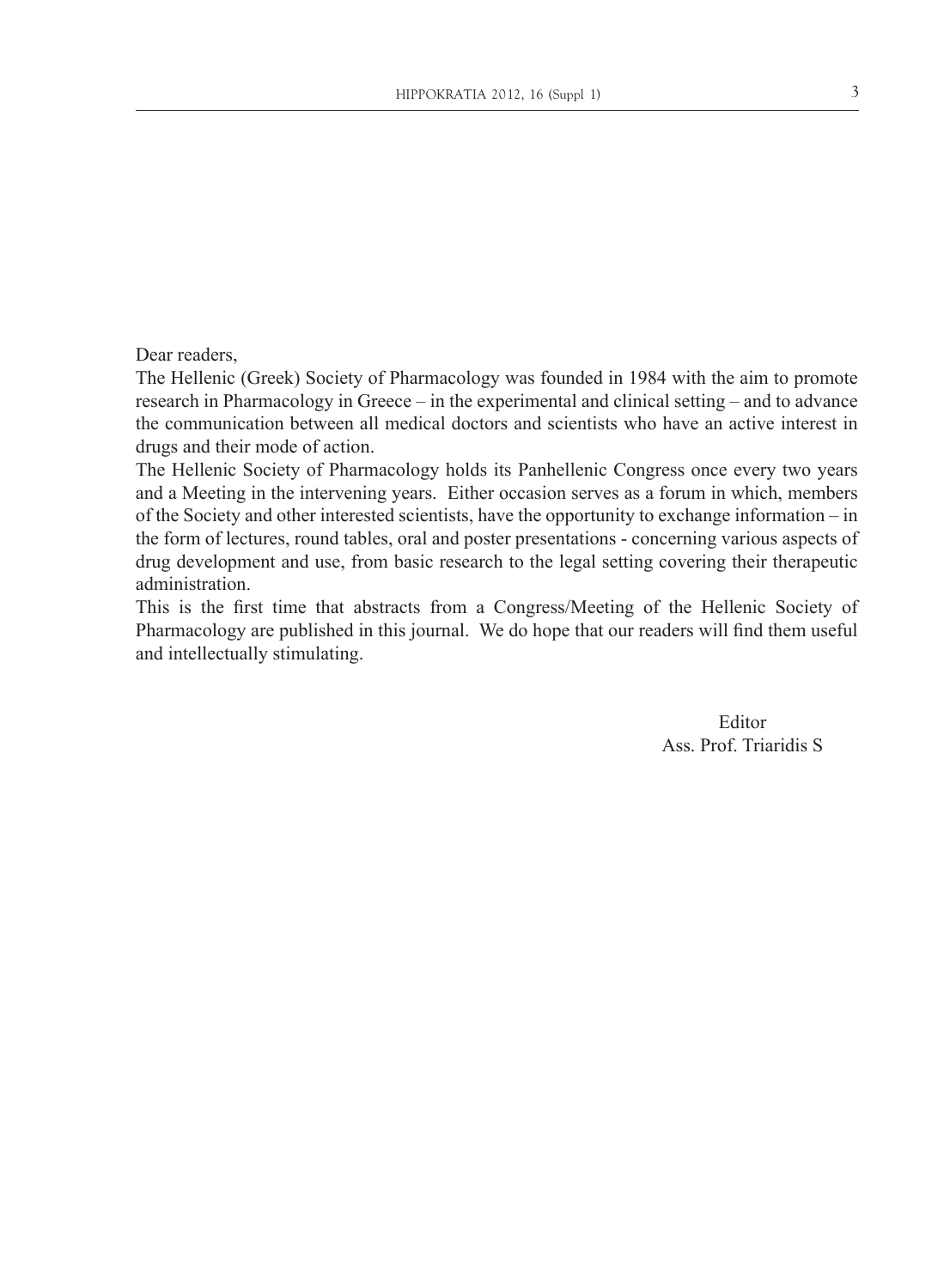Dear readers,

The Hellenic (Greek) Society of Pharmacology was founded in 1984 with the aim to promote research in Pharmacology in Greece – in the experimental and clinical setting – and to advance the communication between all medical doctors and scientists who have an active interest in drugs and their mode of action.

The Hellenic Society of Pharmacology holds its Panhellenic Congress once every two years and a Meeting in the intervening years. Either occasion serves as a forum in which, members of the Society and other interested scientists, have the opportunity to exchange information – in the form of lectures, round tables, oral and poster presentations - concerning various aspects of drug development and use, from basic research to the legal setting covering their therapeutic administration.

This is the first time that abstracts from a Congress/Meeting of the Hellenic Society of Pharmacology are published in this journal. We do hope that our readers will find them useful and intellectually stimulating.

Editor
Ass. Prof. Triaridis S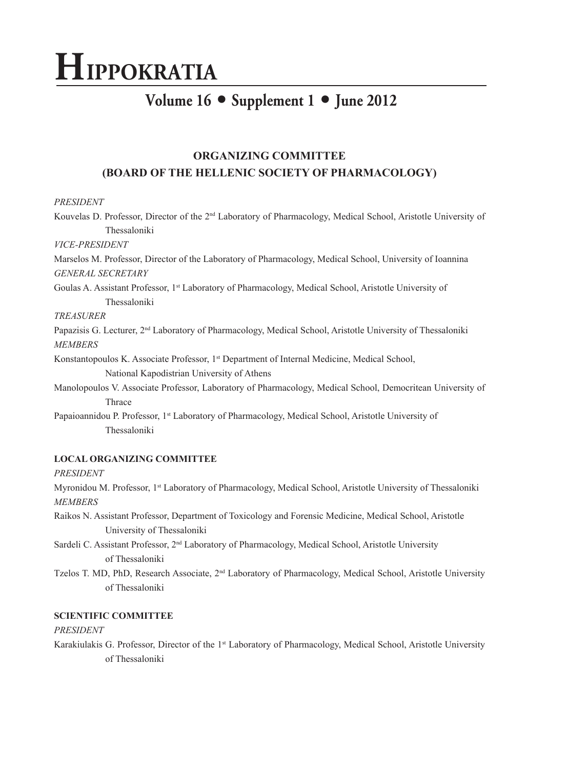# HIPPOKRATIA

## Volume 16 • Supplement 1 • June 2012

## ORGANIZING COMMITTEE
## (BOARD OF THE HELLENIC SOCIETY OF PHARMACOLOGY)

*PRESIDENT*

Kouvelas D. Professor, Director of the 2nd Laboratory of Pharmacology, Medical School, Aristotle University of Thessaloniki

*VICE-PRESIDENT*

Marselos M. Professor, Director of the Laboratory of Pharmacology, Medical School, University of Ioannina

*GENERAL SECRETARY*

Goulas A. Assistant Professor, 1st Laboratory of Pharmacology, Medical School, Aristotle University of Thessaloniki

*TREASURER*

Papazisis G. Lecturer, 2nd Laboratory of Pharmacology, Medical School, Aristotle University of Thessaloniki

*MEMBERS*

Konstantopoulos K. Associate Professor, 1st Department of Internal Medicine, Medical School, National Kapodistrian University of Athens

Manolopoulos V. Associate Professor, Laboratory of Pharmacology, Medical School, Democritean University of Thrace

Papaioannidou P. Professor, 1st Laboratory of Pharmacology, Medical School, Aristotle University of Thessaloniki

### LOCAL ORGANIZING COMMITTEE

*PRESIDENT*

Myronidou M. Professor, 1st Laboratory of Pharmacology, Medical School, Aristotle University of Thessaloniki

*MEMBERS*

Raikos N. Assistant Professor, Department of Toxicology and Forensic Medicine, Medical School, Aristotle University of Thessaloniki

Sardeli C. Assistant Professor, 2nd Laboratory of Pharmacology, Medical School, Aristotle University of Thessaloniki

Tzelos T. MD, PhD, Research Associate, 2nd Laboratory of Pharmacology, Medical School, Aristotle University of Thessaloniki

### SCIENTIFIC COMMITTEE

*PRESIDENT*

Karakiulakis G. Professor, Director of the 1st Laboratory of Pharmacology, Medical School, Aristotle University of Thessaloniki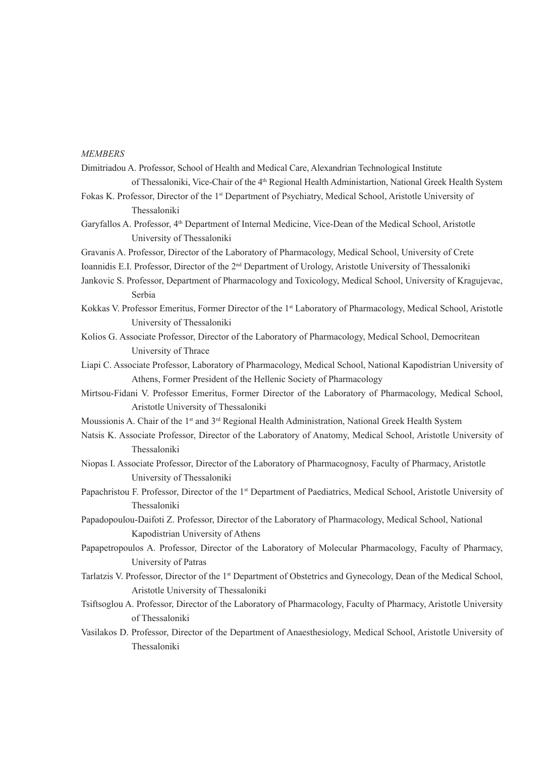*MEMBERS*

Dimitriadou A. Professor, School of Health and Medical Care, Alexandrian Technological Institute of Thessaloniki, Vice-Chair of the 4th Regional Health Administartion, National Greek Health System

Fokas K. Professor, Director of the 1st Department of Psychiatry, Medical School, Aristotle University of Thessaloniki

Garyfallos A. Professor, 4th Department of Internal Medicine, Vice-Dean of the Medical School, Aristotle University of Thessaloniki

Gravanis A. Professor, Director of the Laboratory of Pharmacology, Medical School, University of Crete

Ioannidis E.I. Professor, Director of the 2nd Department of Urology, Aristotle University of Thessaloniki

Jankovic S. Professor, Department of Pharmacology and Toxicology, Medical School, University of Kragujevac, Serbia

Kokkas V. Professor Emeritus, Former Director of the 1st Laboratory of Pharmacology, Medical School, Aristotle University of Thessaloniki

Kolios G. Associate Professor, Director of the Laboratory of Pharmacology, Medical School, Democritean University of Thrace

Liapi C. Associate Professor, Laboratory of Pharmacology, Medical School, National Kapodistrian University of Athens, Former President of the Hellenic Society of Pharmacology

Mirtsou-Fidani V. Professor Emeritus, Former Director of the Laboratory of Pharmacology, Medical School, Aristotle University of Thessaloniki

Moussionis A. Chair of the 1st and 3rd Regional Health Administration, National Greek Health System

Natsis K. Associate Professor, Director of the Laboratory of Anatomy, Medical School, Aristotle University of Thessaloniki

Niopas I. Associate Professor, Director of the Laboratory of Pharmacognosy, Faculty of Pharmacy, Aristotle University of Thessaloniki

Papachristou F. Professor, Director of the 1st Department of Paediatrics, Medical School, Aristotle University of Thessaloniki

Papadopoulou-Daifoti Z. Professor, Director of the Laboratory of Pharmacology, Medical School, National Kapodistrian University of Athens

Papapetropoulos A. Professor, Director of the Laboratory of Molecular Pharmacology, Faculty of Pharmacy, University of Patras

Tarlatzis V. Professor, Director of the 1st Department of Obstetrics and Gynecology, Dean of the Medical School, Aristotle University of Thessaloniki

Tsiftsoglou A. Professor, Director of the Laboratory of Pharmacology, Faculty of Pharmacy, Aristotle University of Thessaloniki

Vasilakos D. Professor, Director of the Department of Anaesthesiology, Medical School, Aristotle University of Thessaloniki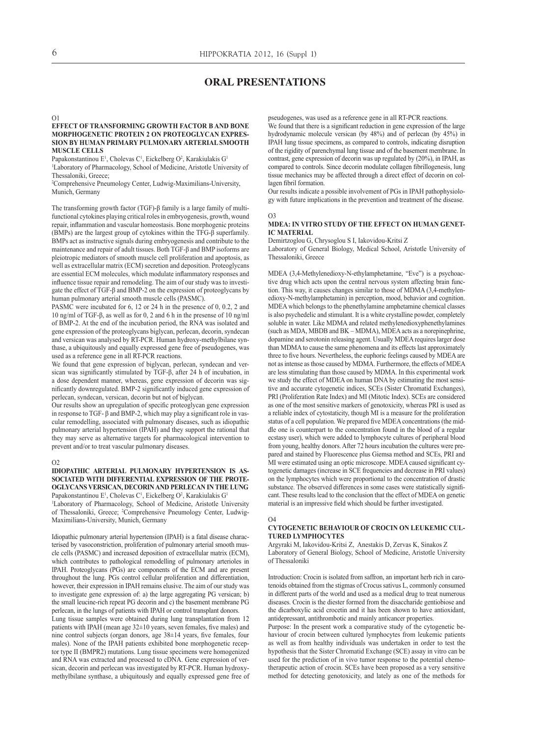# ORAL PRESENTATIONS

O1

### EFFECT OF TRANSFORMING GROWTH FACTOR B AND BONE MORPHOGENETIC PROTEIN 2 ON PROTEOGLYCAN EXPRESSION BY HUMAN PRIMARY PULMONARY ARTERIAL SMOOTH MUSCLE CELLS

Papakonstantinou E[1], Cholevas C[1], Eickelberg O[2], Karakiulakis G[1]

[1]Laboratory of Pharmacology, School of Medicine, Aristotle University of Thessaloniki, Greece;

[2]Comprehensive Pneumology Center, Ludwig-Maximilians-University, Munich, Germany

The transforming growth factor (TGF)-β family is a large family of multifunctional cytokines playing critical roles in embryogenesis, growth, wound repair, inflammation and vascular homeostasis. Bone morphogenic proteins (BMPs) are the largest group of cytokines within the TFG-β superfamily. BMPs act as instructive signals during embryogenesis and contribute to the maintenance and repair of adult tissues. Both TGF-β and BMP isoforms are pleiotropic mediators of smooth muscle cell proliferation and apoptosis, as well as extracellular matrix (ECM) secretion and deposition. Proteoglycans are essential ECM molecules, which modulate inflammatory responses and influence tissue repair and remodeling. The aim of our study was to investigate the effect of TGF-β and BMP-2 on the expression of proteoglycans by human pulmonary arterial smooth muscle cells (PASMC).

PASMC were incubated for 6, 12 or 24 h in the presence of 0, 0.2, 2 and 10 ng/ml of TGF-β, as well as for 0, 2 and 6 h in the presense of 10 ng/ml of BMP-2. At the end of the incubation period, the RNA was isolated and gene expression of the proteoglycans biglycan, perlecan, decorin, syndecan and versican was analysed by RT-PCR. Human hydroxy-methylbilane synthase, a ubiquitously and equally expressed gene free of pseudogenes, was used as a reference gene in all RT-PCR reactions.

We found that gene expression of biglycan, perlecan, syndecan and versican was significantly stimulated by TGF-β, after 24 h of incubation, in a dose dependent manner, whereas, gene expression of decorin was significantly downregulated. BMP-2 significantly induced gene expression of perlecan, syndecan, versican, decorin but not of biglycan.

Our results show an upregulation of specific proteoglycan gene expression in response to TGF- β and BMP-2, which may play a significant role in vascular remodelling, associated with pulmonary diseases, such as idiopathic pulmonary arterial hypertension (IPAH) and they support the rational that they may serve as alternative targets for pharmacological intervention to prevent and/or to treat vascular pulmonary diseases.

O2

### IDIOPATHIC ARTERIAL PULMONARY HYPERTENSION IS ASSOCIATED WITH DIFFERENTIAL EXPRESSION OF THE PROTEOGLYCANS VERSICAN, DECORIN AND PERLECAN IN THE LUNG

Papakonstantinou E[1], Cholevas C[1], Eickelberg O[2], Karakiulakis G[1]

[1]Laboratory of Pharmacology, School of Medicine, Aristotle University of Thessaloniki, Greece; [2]Comprehensive Pneumology Center, Ludwig-Maximilians-University, Munich, Germany

Idiopathic pulmonary arterial hypertension (IPAH) is a fatal disease characterised by vasoconstriction, proliferation of pulmonary arterial smooth muscle cells (PASMC) and increased deposition of extracellular matrix (ECM), which contributes to pathological remodelling of pulmonary arterioles in IPAH. Proteoglycans (PGs) are components of the ECM and are present throughout the lung. PGs control cellular proliferation and differentiation, however, their expression in IPAH remains elusive. The aim of our study was to investigate gene expression of: a) the large aggregating PG versican; b) the small leucine-rich repeat PG decorin and c) the basement membrane PG perlecan, in the lungs of patients with IPAH or control transplant donors.

Lung tissue samples were obtained during lung transplantation from 12 patients with IPAH (mean age 32±10 years, seven females, five males) and nine control subjects (organ donors, age 38±14 years, five females, four males). None of the IPAH patients exhibited bone morphogenetic receptor type II (BMPR2) mutations. Lung tissue specimens were homogenized and RNA was extracted and processed to cDNA. Gene expression of versican, decorin and perlecan was investigated by RT-PCR. Human hydroxymethylbilane synthase, a ubiquitously and equally expressed gene free of pseudogenes, was used as a reference gene in all RT-PCR reactions.

We found that there is a significant reduction in gene expression of the large hydrodynamic molecule versican (by 48%) and of perlecan (by 45%) in IPAH lung tissue specimens, as compared to controls, indicating disruption of the rigidity of parenchymal lung tissue and of the basement membrane. In contrast, gene expression of decorin was up regulated by (20%), in IPAH, as compared to controls. Since decorin modulate collagen fibrillogenesis, lung tissue mechanics may be affected through a direct effect of decorin on collagen fibril formation.

Our results indicate a possible involvement of PGs in IPAH pathophysiology with future implications in the prevention and treatment of the disease.

O3

### MDEA: IN VITRO STUDY OF THE EFFECT ON HUMAN GENETIC MATERIAL

Demirtzoglou G, Chrysoglou S I, Iakovidou-Kritsi Z

Laboratory of General Biology, Medical School, Aristotle University of Thessaloniki, Greece

MDEA (3,4-Methylenedioxy-N-ethylamphetamine, "Eve") is a psychoactive drug which acts upon the central nervous system affecting brain function. This way, it causes changes similar to those of MDMA (3,4-methylenedioxy-N-methylamphetamin) in perception, mood, behavior and cognition. MDEA which belongs to the phenethylamine amphetamine chemical classes is also psychedelic and stimulant. It is a white crystalline powder, completely soluble in water. Like MDMA and related methylenedioxyphenethylamines (such as MDA, MBDB and BK – MDMA), MDEA acts as a norepinephrine, dopamine and serotonin releasing agent. Usually MDEA requires larger dose than MDMA to cause the same phenomena and its effects last approximately three to five hours. Nevertheless, the euphoric feelings caused by MDEA are not as intense as those caused by MDMA. Furthermore, the effects of MDEA are less stimulating than those caused by MDMA. In this experimental work we study the effect of MDEA on human DNA by estimating the most sensitive and accurate cytogenetic indices, SCEs (Sister Chromatid Exchanges), PRI (Proliferation Rate Index) and MI (Mitotic Index). SCEs are considered as one of the most sensitive markers of genotoxicity, whereas PRI is used as a reliable index of cytostaticity, though MI is a measure for the proliferation status of a cell population. We prepared five MDEA concentrations (the middle one is counterpart to the concentration found in the blood of a regular ecstasy user), which were added to lymphocyte cultures of peripheral blood from young, healthy donors. After 72 hours incubation the cultures were prepared and stained by Fluorescence plus Giemsa method and SCEs, PRI and MI were estimated using an optic microscope. MDEA caused significant cytogenetic damages (increase in SCE frequencies and decrease in PRI values) on the lymphocytes which were proportional to the concentration of drastic substance. The observed differences in some cases were statistically significant. These results lead to the conclusion that the effect of MDEA on genetic material is an impressive field which should be further investigated.

O4

### CYTOGENETIC BEHAVIOUR OF CROCIN ON LEUKEMIC CULTURED LYMPHOCYTES

Argyraki M, Iakovidou-Kritsi Z, Anestakis D, Zervas K, Sinakos Z

Laboratory of General Biology, School of Medicine, Aristotle University of Thessaloniki

Introduction: Crocin is isolated from saffron, an important herb rich in carotenoids obtained from the stigmas of Crocus sativus L, commonly consumed in different parts of the world and used as a medical drug to treat numerous diseases. Crocin is the diester formed from the disaccharide gentiobiose and the dicarboxylic acid crocetin and it has been shown to have antioxidant, antidepressant, antithrombotic and mainly anticancer properties.

Purpose: In the present work a comparative study of the cytogenetic behaviour of crocin between cultured lymphocytes from leukemic patients as well as from healthy individuals was undertaken in order to test the hypothesis that the Sister Chromatid Exchange (SCE) assay in vitro can be used for the prediction of in vivo tumor response to the potential chemotherapeutic action of crocin. SCEs have been proposed as a very sensitive method for detecting genotoxicity, and lately as one of the methods for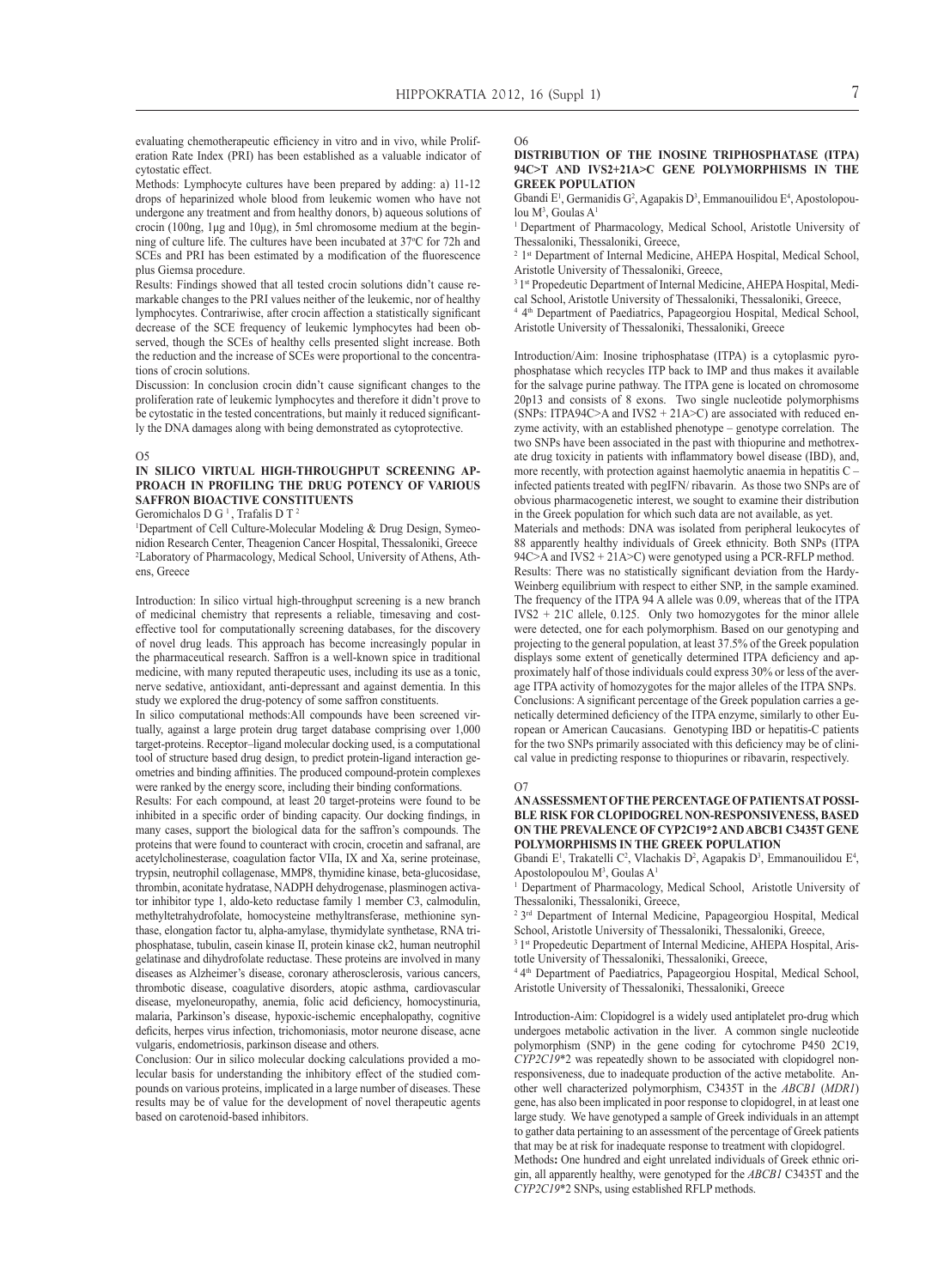evaluating chemotherapeutic efficiency in vitro and in vivo, while Proliferation Rate Index (PRI) has been established as a valuable indicator of cytostatic effect.

Methods: Lymphocyte cultures have been prepared by adding: a) 11-12 drops of heparinized whole blood from leukemic women who have not undergone any treatment and from healthy donors, b) aqueous solutions of crocin (100ng, 1μg and 10μg), in 5ml chromosome medium at the beginning of culture life. The cultures have been incubated at 37°C for 72h and SCEs and PRI has been estimated by a modification of the fluorescence plus Giemsa procedure.

Results: Findings showed that all tested crocin solutions didn't cause remarkable changes to the PRI values neither of the leukemic, nor of healthy lymphocytes. Contrariwise, after crocin affection a statistically significant decrease of the SCE frequency of leukemic lymphocytes had been observed, though the SCEs of healthy cells presented slight increase. Both the reduction and the increase of SCEs were proportional to the concentrations of crocin solutions.

Discussion: In conclusion crocin didn't cause significant changes to the proliferation rate of leukemic lymphocytes and therefore it didn't prove to be cytostatic in the tested concentrations, but mainly it reduced significantly the DNA damages along with being demonstrated as cytoprotective.

O5

## IN SILICO VIRTUAL HIGH-THROUGHPUT SCREENING APPROACH IN PROFILING THE DRUG POTENCY OF VARIOUS SAFFRON BIOACTIVE CONSTITUENTS

Geromichalos D G [1], Trafalis D T [2]

[1]Department of Cell Culture-Molecular Modeling & Drug Design, Symeonidion Research Center, Theagenion Cancer Hospital, Thessaloniki, Greece
[2]Laboratory of Pharmacology, Medical School, University of Athens, Athens, Greece

Introduction: In silico virtual high-throughput screening is a new branch of medicinal chemistry that represents a reliable, timesaving and cost-effective tool for computationally screening databases, for the discovery of novel drug leads. This approach has become increasingly popular in the pharmaceutical research. Saffron is a well-known spice in traditional medicine, with many reputed therapeutic uses, including its use as a tonic, nerve sedative, antioxidant, anti-depressant and against dementia. In this study we explored the drug-potency of some saffron constituents.

In silico computational methods:All compounds have been screened virtually, against a large protein drug target database comprising over 1,000 target-proteins. Receptor–ligand molecular docking used, is a computational tool of structure based drug design, to predict protein-ligand interaction geometries and binding affinities. The produced compound-protein complexes were ranked by the energy score, including their binding conformations.

Results: For each compound, at least 20 target-proteins were found to be inhibited in a specific order of binding capacity. Our docking findings, in many cases, support the biological data for the saffron's compounds. The proteins that were found to counteract with crocin, crocetin and safranal, are acetylcholinesterase, coagulation factor VIIa, IX and Xa, serine proteinase, trypsin, neutrophil collagenase, MMP8, thymidine kinase, beta-glucosidase, thrombin, aconitate hydratase, NADPH dehydrogenase, plasminogen activator inhibitor type 1, aldo-keto reductase family 1 member C3, calmodulin, methyltetrahydrofolate, homocysteine methyltransferase, methionine synthase, elongation factor tu, alpha-amylase, thymidylate synthetase, RNA triphosphatase, tubulin, casein kinase II, protein kinase ck2, human neutrophil gelatinase and dihydrofolate reductase. These proteins are involved in many diseases as Alzheimer's disease, coronary atherosclerosis, various cancers, thrombotic disease, coagulative disorders, atopic asthma, cardiovascular disease, myeloneuropathy, anemia, folic acid deficiency, homocystinuria, malaria, Parkinson's disease, hypoxic-ischemic encephalopathy, cognitive deficits, herpes virus infection, trichomoniasis, motor neurone disease, acne vulgaris, endometriosis, parkinson disease and others.

Conclusion: Our in silico molecular docking calculations provided a molecular basis for understanding the inhibitory effect of the studied compounds on various proteins, implicated in a large number of diseases. These results may be of value for the development of novel therapeutic agents based on carotenoid-based inhibitors.

O6

## DISTRIBUTION OF THE INOSINE TRIPHOSPHATASE (ITPA) 94C>T AND IVS2+21A>C GENE POLYMORPHISMS IN THE GREEK POPULATION

Gbandi E[1], Germanidis G[2], Agapakis D[3], Emmanouilidou E[4], Apostolopoulou M[3], Goulas A[1]

[1] Department of Pharmacology, Medical School, Aristotle University of Thessaloniki, Thessaloniki, Greece,
[2] 1st Department of Internal Medicine, AHEPA Hospital, Medical School, Aristotle University of Thessaloniki, Greece,
[3] 1st Propedeutic Department of Internal Medicine, AHEPA Hospital, Medical School, Aristotle University of Thessaloniki, Thessaloniki, Greece,
[4] 4th Department of Paediatrics, Papageorgiou Hospital, Medical School, Aristotle University of Thessaloniki, Thessaloniki, Greece

Introduction/Aim: Inosine triphosphatase (ITPA) is a cytoplasmic pyrophosphatase which recycles ITP back to IMP and thus makes it available for the salvage purine pathway. The ITPA gene is located on chromosome 20p13 and consists of 8 exons. Two single nucleotide polymorphisms (SNPs: ITPA94C>A and IVS2 + 21A>C) are associated with reduced enzyme activity, with an established phenotype – genotype correlation. The two SNPs have been associated in the past with thiopurine and methotrexate drug toxicity in patients with inflammatory bowel disease (IBD), and, more recently, with protection against haemolytic anaemia in hepatitis C – infected patients treated with pegIFN/ ribavarin. As those two SNPs are of obvious pharmacogenetic interest, we sought to examine their distribution in the Greek population for which such data are not available, as yet.

Materials and methods: DNA was isolated from peripheral leukocytes of 88 apparently healthy individuals of Greek ethnicity. Both SNPs (ITPA 94C>A and IVS2 + 21A>C) were genotyped using a PCR-RFLP method.

Results: There was no statistically significant deviation from the Hardy-Weinberg equilibrium with respect to either SNP, in the sample examined. The frequency of the ITPA 94 A allele was 0.09, whereas that of the ITPA IVS2 + 21C allele, 0.125. Only two homozygotes for the minor allele were detected, one for each polymorphism. Based on our genotyping and projecting to the general population, at least 37.5% of the Greek population displays some extent of genetically determined ITPA deficiency and approximately half of those individuals could express 30% or less of the average ITPA activity of homozygotes for the major alleles of the ITPA SNPs.

Conclusions: A significant percentage of the Greek population carries a genetically determined deficiency of the ITPA enzyme, similarly to other European or American Caucasians. Genotyping IBD or hepatitis-C patients for the two SNPs primarily associated with this deficiency may be of clinical value in predicting response to thiopurines or ribavarin, respectively.

O7

## AN ASSESSMENT OF THE PERCENTAGE OF PATIENTS AT POSSIBLE RISK FOR CLOPIDOGREL NON-RESPONSIVENESS, BASED ON THE PREVALENCE OF CYP2C19*2 AND ABCB1 C3435T GENE POLYMORPHISMS IN THE GREEK POPULATION

Gbandi E[1], Trakatelli C[2], Vlachakis D[2], Agapakis D[3], Emmanouilidou E[4], Apostolopoulou M[3], Goulas A[1]

[1] Department of Pharmacology, Medical School, Aristotle University of Thessaloniki, Thessaloniki, Greece,
[2] 3rd Department of Internal Medicine, Papageorgiou Hospital, Medical School, Aristotle University of Thessaloniki, Thessaloniki, Greece,
[3] 1st Propedeutic Department of Internal Medicine, AHEPA Hospital, Aristotle University of Thessaloniki, Thessaloniki, Greece,
[4] 4th Department of Paediatrics, Papageorgiou Hospital, Medical School, Aristotle University of Thessaloniki, Thessaloniki, Greece

Introduction-Aim: Clopidogrel is a widely used antiplatelet pro-drug which undergoes metabolic activation in the liver. A common single nucleotide polymorphism (SNP) in the gene coding for cytochrome P450 2C19, *CYP2C19*\*2 was repeatedly shown to be associated with clopidogrel non-responsiveness, due to inadequate production of the active metabolite. Another well characterized polymorphism, C3435T in the *ABCB1* (*MDR1*) gene, has also been implicated in poor response to clopidogrel, in at least one large study. We have genotyped a sample of Greek individuals in an attempt to gather data pertaining to an assessment of the percentage of Greek patients that may be at risk for inadequate response to treatment with clopidogrel.

**Methods:** One hundred and eight unrelated individuals of Greek ethnic origin, all apparently healthy, were genotyped for the *ABCB1* C3435T and the *CYP2C19*\*2 SNPs, using established RFLP methods.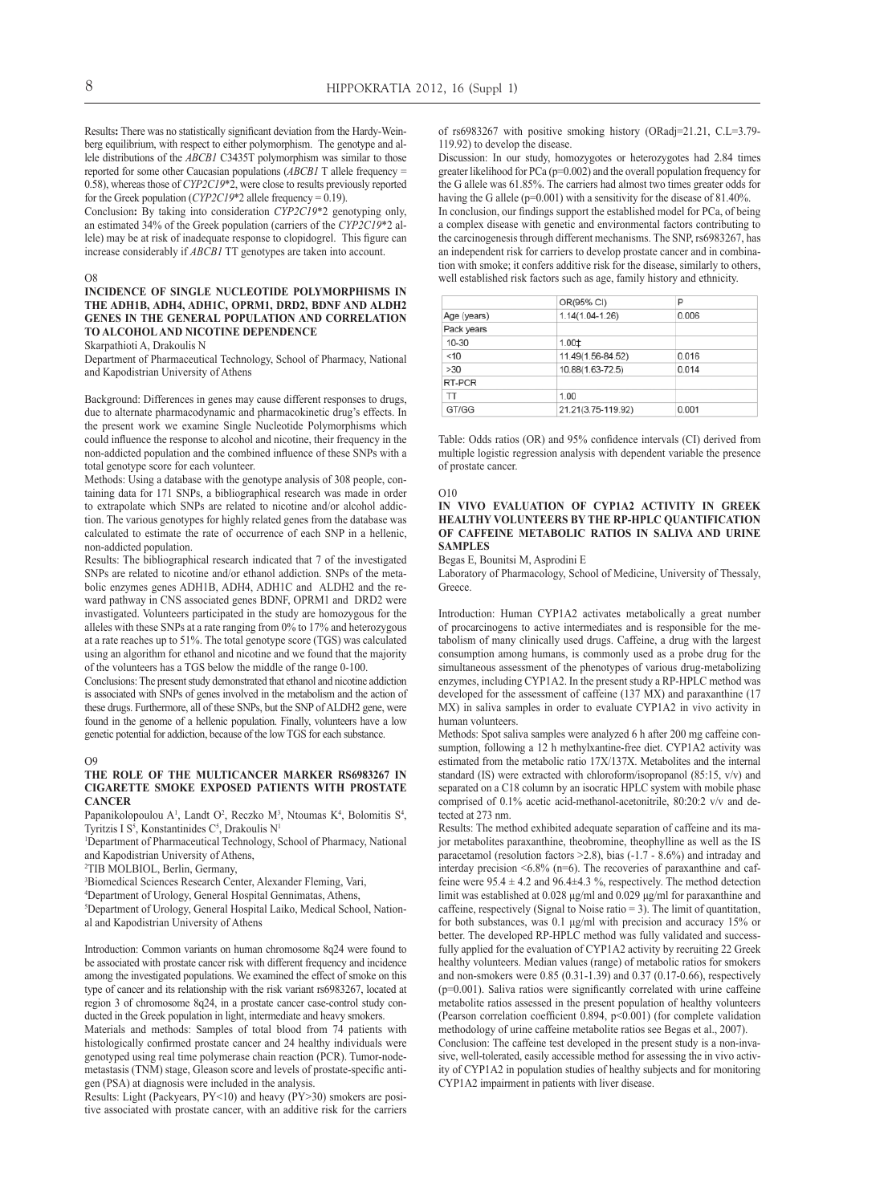Results**:** There was no statistically significant deviation from the Hardy-Weinberg equilibrium, with respect to either polymorphism. The genotype and allele distributions of the *ABCB1* C3435T polymorphism was similar to those reported for some other Caucasian populations (*ABCB1* T allele frequency = 0.58), whereas those of *CYP2C19*\*2, were close to results previously reported for the Greek population (*CYP2C19*\*2 allele frequency = 0.19).

Conclusion**:** By taking into consideration *CYP2C19*\*2 genotyping only, an estimated 34% of the Greek population (carriers of the *CYP2C19*\*2 allele) may be at risk of inadequate response to clopidogrel. This figure can increase considerably if *ABCB1* TT genotypes are taken into account.

O8

### INCIDENCE OF SINGLE NUCLEOTIDE POLYMORPHISMS IN THE ADH1B, ADH4, ADH1C, OPRM1, DRD2, BDNF AND ALDH2 GENES IN THE GENERAL POPULATION AND CORRELATION TO ALCOHOL AND NICOTINE DEPENDENCE

Skarpathioti A, Drakoulis N

Department of Pharmaceutical Technology, School of Pharmacy, National and Kapodistrian University of Athens

Background: Differences in genes may cause different responses to drugs, due to alternate pharmacodynamic and pharmacokinetic drug's effects. In the present work we examine Single Nucleotide Polymorphisms which could influence the response to alcohol and nicotine, their frequency in the non-addicted population and the combined influence of these SNPs with a total genotype score for each volunteer.

Methods: Using a database with the genotype analysis of 308 people, containing data for 171 SNPs, a bibliographical research was made in order to extrapolate which SNPs are related to nicotine and/or alcohol addiction. The various genotypes for highly related genes from the database was calculated to estimate the rate of occurrence of each SNP in a hellenic, non-addicted population.

Results: The bibliographical research indicated that 7 of the investigated SNPs are related to nicotine and/or ethanol addiction. SNPs of the metabolic enzymes genes ADH1B, ADH4, ADH1C and ALDH2 and the reward pathway in CNS associated genes BDNF, OPRM1 and DRD2 were invastigated. Volunteers participated in the study are homozygous for the alleles with these SNPs at a rate ranging from 0% to 17% and heterozygous at a rate reaches up to 51%. The total genotype score (TGS) was calculated using an algorithm for ethanol and nicotine and we found that the majority of the volunteers has a TGS below the middle of the range 0-100.

Conclusions: The present study demonstrated that ethanol and nicotine addiction is associated with SNPs of genes involved in the metabolism and the action of these drugs. Furthermore, all of these SNPs, but the SNP of ALDH2 gene, were found in the genome of a hellenic population. Finally, volunteers have a low genetic potential for addiction, because of the low TGS for each substance.

O9

### THE ROLE OF THE MULTICANCER MARKER RS6983267 IN CIGARETTE SMOKE EXPOSED PATIENTS WITH PROSTATE CANCER

Papanikolopoulou A[1], Landt O[2], Reczko M[3], Ntoumas K[4], Bolomitis S[4], Tyritzis I S[5], Konstantinides C[5], Drakoulis N[1]

[1]Department of Pharmaceutical Technology, School of Pharmacy, National and Kapodistrian University of Athens,

[2]TIB MOLBIOL, Berlin, Germany,

[3]Biomedical Sciences Research Center, Alexander Fleming, Vari,

[4]Department of Urology, General Hospital Gennimatas, Athens,

[5]Department of Urology, General Hospital Laiko, Medical School, National and Kapodistrian University of Athens

Introduction: Common variants on human chromosome 8q24 were found to be associated with prostate cancer risk with different frequency and incidence among the investigated populations. We examined the effect of smoke on this type of cancer and its relationship with the risk variant rs6983267, located at region 3 of chromosome 8q24, in a prostate cancer case-control study conducted in the Greek population in light, intermediate and heavy smokers.

Materials and methods: Samples of total blood from 74 patients with histologically confirmed prostate cancer and 24 healthy individuals were genotyped using real time polymerase chain reaction (PCR). Tumor-node-metastasis (TNM) stage, Gleason score and levels of prostate-specific antigen (PSA) at diagnosis were included in the analysis.

Results: Light (Packyears, PY<10) and heavy (PY>30) smokers are positive associated with prostate cancer, with an additive risk for the carriers of rs6983267 with positive smoking history (ORadj=21.21, C.L=3.79-119.92) to develop the disease.

Discussion: In our study, homozygotes or heterozygotes had 2.84 times greater likelihood for PCa (p=0.002) and the overall population frequency for the G allele was 61.85%. The carriers had almost two times greater odds for having the G allele (p=0.001) with a sensitivity for the disease of 81.40%.

In conclusion, our findings support the established model for PCa, of being a complex disease with genetic and environmental factors contributing to the carcinogenesis through different mechanisms. The SNP, rs6983267, has an independent risk for carriers to develop prostate cancer and in combination with smoke; it confers additive risk for the disease, similarly to others, well established risk factors such as age, family history and ethnicity.

| | OR(95% CI) | P |
|---|---|---|
| Age (years) | 1.14(1.04-1.26) | 0.006 |
| Pack years | | |
| 10-30 | 1.00‡ | |
| <10 | 11.49(1.56-84.52) | 0.016 |
| >30 | 10.88(1.63-72.5) | 0.014 |
| RT-PCR | | |
| TT | 1.00 | |
| GT/GG | 21.21(3.75-119.92) | 0.001 |

Table: Odds ratios (OR) and 95% confidence intervals (CI) derived from multiple logistic regression analysis with dependent variable the presence of prostate cancer.

O10

### IN VIVO EVALUATION OF CYP1A2 ACTIVITY IN GREEK HEALTHY VOLUNTEERS BY THE RP-HPLC QUANTIFICATION OF CAFFEINE METABOLIC RATIOS IN SALIVA AND URINE SAMPLES

Begas E, Bounitsi M, Asprodini E

Laboratory of Pharmacology, School of Medicine, University of Thessaly, Greece.

Introduction: Human CYP1A2 activates metabolically a great number of procarcinogens to active intermediates and is responsible for the metabolism of many clinically used drugs. Caffeine, a drug with the largest consumption among humans, is commonly used as a probe drug for the simultaneous assessment of the phenotypes of various drug-metabolizing enzymes, including CYP1A2. In the present study a RP-HPLC method was developed for the assessment of caffeine (137 MX) and paraxanthine (17 MX) in saliva samples in order to evaluate CYP1A2 in vivo activity in human volunteers.

Methods: Spot saliva samples were analyzed 6 h after 200 mg caffeine consumption, following a 12 h methylxanthine-free diet. CYP1A2 activity was estimated from the metabolic ratio 17X/137X. Metabolites and the internal standard (IS) were extracted with chloroform/isopropanol (85:15, v/v) and separated on a C18 column by an isocratic HPLC system with mobile phase comprised of 0.1% acetic acid-methanol-acetonitrile, 80:20:2 v/v and detected at 273 nm.

Results: The method exhibited adequate separation of caffeine and its major metabolites paraxanthine, theobromine, theophylline as well as the IS paracetamol (resolution factors >2.8), bias (-1.7 - 8.6%) and intraday and interday precision <6.8% (n=6). The recoveries of paraxanthine and caffeine were 95.4 ± 4.2 and 96.4±4.3 %, respectively. The method detection limit was established at 0.028 μg/ml and 0.029 μg/ml for paraxanthine and caffeine, respectively (Signal to Noise ratio = 3). The limit of quantitation, for both substances, was 0.1 μg/ml with precision and accuracy 15% or better. The developed RP-HPLC method was fully validated and successfully applied for the evaluation of CYP1A2 activity by recruiting 22 Greek healthy volunteers. Median values (range) of metabolic ratios for smokers and non-smokers were 0.85 (0.31-1.39) and 0.37 (0.17-0.66), respectively (p=0.001). Saliva ratios were significantly correlated with urine caffeine metabolite ratios assessed in the present population of healthy volunteers (Pearson correlation coefficient 0.894, p<0.001) (for complete validation methodology of urine caffeine metabolite ratios see Begas et al., 2007).

Conclusion: The caffeine test developed in the present study is a non-invasive, well-tolerated, easily accessible method for assessing the in vivo activity of CYP1A2 in population studies of healthy subjects and for monitoring CYP1A2 impairment in patients with liver disease.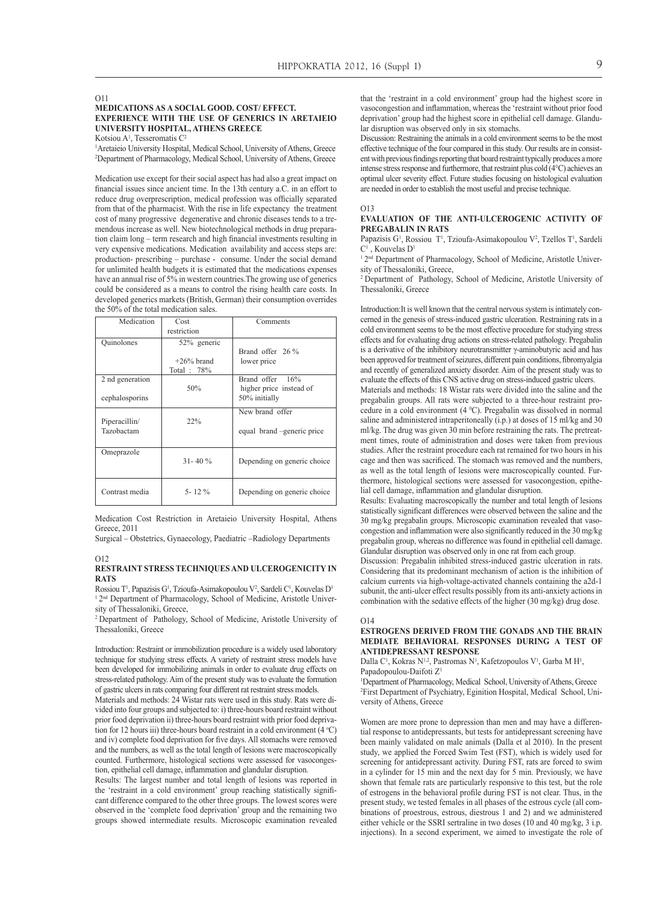O11

### MEDICATIONS AS A SOCIAL GOOD. COST/ EFFECT. EXPERIENCE WITH THE USE OF GENERICS IN ARETAIEIO UNIVERSITY HOSPITAL, ATHENS GREECE

Kotsiou A[1], Tesseromatis C[2]

[1]Aretaieio University Hospital, Medical School, University of Athens, Greece
[2]Department of Pharmacology, Medical School, University of Athens, Greece

Medication use except for their social aspect has had also a great impact on financial issues since ancient time. In the 13th century a.C. in an effort to reduce drug overprescription, medical profession was officially separated from that of the pharmacist. With the rise in life expectancy the treatment cost of many progressive degenerative and chronic diseases tends to a tremendous increase as well. New biotechnological methods in drug preparation claim long – term research and high financial investments resulting in very expensive medications. Medication availability and access steps are: production- prescribing – purchase - consume. Under the social demand for unlimited health budgets it is estimated that the medications expenses have an annual rise of 5% in western countries.The growing use of generics could be considered as a means to control the rising health care costs. In developed generics markets (British, German) their consumption overrides the 50% of the total medication sales.

| Medication | Cost restriction | Comments |
|---|---|---|
| Quinolones | 52% generic<br>+26% brand<br>Total : 78% | Brand offer 26 %<br>lower price |
| 2 nd generation cephalosporins | 50% | Brand offer 16% higher price instead of 50% initially |
| Piperacillin/ Tazobactam | 22% | New brand offer<br>equal brand –generic price |
| Omeprazole | 31- 40 % | Depending on generic choice |
| Contrast media | 5- 12 % | Depending on generic choice |

Medication Cost Restriction in Aretaieio University Hospital, Athens Greece, 2011

Surgical – Obstetrics, Gynaecology, Paediatric –Radiology Departments

O12

### RESTRAINT STRESS TECHNIQUES AND ULCEROGENICITY IN RATS

Rossiou T[1], Papazisis G[1], Tzioufa-Asimakopoulou V[2], Sardeli C[1], Kouvelas D[1]

[1] 2nd Department of Pharmacology, School of Medicine, Aristotle University of Thessaloniki, Greece,

[2] Department of Pathology, School of Medicine, Aristotle University of Thessaloniki, Greece

Introduction: Restraint or immobilization procedure is a widely used laboratory technique for studying stress effects. A variety of restraint stress models have been developed for immobilizing animals in order to evaluate drug effects on stress-related pathology. Aim of the present study was to evaluate the formation of gastric ulcers in rats comparing four different rat restraint stress models.

Materials and methods: 24 Wistar rats were used in this study. Rats were divided into four groups and subjected to: i) three-hours board restraint without prior food deprivation ii) three-hours board restraint with prior food deprivation for 12 hours iii) three-hours board restraint in a cold environment (4 °C) and iv) complete food deprivation for five days. All stomachs were removed and the numbers, as well as the total length of lesions were macroscopically counted. Furthermore, histological sections were assessed for vasocongestion, epithelial cell damage, inflammation and glandular disruption.

Results: The largest number and total length of lesions was reported in the 'restraint in a cold environment' group reaching statistically significant difference compared to the other three groups. The lowest scores were observed in the 'complete food deprivation' group and the remaining two groups showed intermediate results. Microscopic examination revealed that the 'restraint in a cold environment' group had the highest score in vasocongestion and inflammation, whereas the 'restraint without prior food deprivation' group had the highest score in epithelial cell damage. Glandular disruption was observed only in six stomachs.

Discussion: Restraining the animals in a cold environment seems to be the most effective technique of the four compared in this study. Our results are in consistent with previous findings reporting that board restraint typically produces a more intense stress response and furthermore, that restraint plus cold (4°C) achieves an optimal ulcer severity effect. Future studies focusing on histological evaluation are needed in order to establish the most useful and precise technique.

O13

### EVALUATION OF THE ANTI-ULCEROGENIC ACTIVITY OF PREGABALIN IN RATS

Papazisis G[1], Rossiou T[1], Tzioufa-Asimakopoulou V[2], Tzellos T[1], Sardeli C[1], Kouvelas D[1]

[1] 2nd Department of Pharmacology, School of Medicine, Aristotle University of Thessaloniki, Greece,

[2] Department of Pathology, School of Medicine, Aristotle University of Thessaloniki, Greece

Introduction:It is well known that the central nervous system is intimately concerned in the genesis of stress-induced gastric ulceration. Restraining rats in a cold environment seems to be the most effective procedure for studying stress effects and for evaluating drug actions on stress-related pathology. Pregabalin is a derivative of the inhibitory neurotransmitter γ-aminobutyric acid and has been approved for treatment of seizures, different pain conditions, fibromyalgia and recently of generalized anxiety disorder. Aim of the present study was to evaluate the effects of this CNS active drug on stress-induced gastric ulcers.

Materials and methods: 18 Wistar rats were divided into the saline and the pregabalin groups. All rats were subjected to a three-hour restraint procedure in a cold environment (4 °C). Pregabalin was dissolved in normal saline and administered intraperitoneally (i.p.) at doses of 15 ml/kg and 30 ml/kg. The drug was given 30 min before restraining the rats. The pretreatment times, route of administration and doses were taken from previous studies. After the restraint procedure each rat remained for two hours in his cage and then was sacrificed. The stomach was removed and the numbers, as well as the total length of lesions were macroscopically counted. Furthermore, histological sections were assessed for vasocongestion, epithelial cell damage, inflammation and glandular disruption.

Results: Evaluating macroscopically the number and total length of lesions statistically significant differences were observed between the saline and the 30 mg/kg pregabalin groups. Microscopic examination revealed that vasocongestion and inflammation were also significantly reduced in the 30 mg/kg pregabalin group, whereas no difference was found in epithelial cell damage. Glandular disruption was observed only in one rat from each group.

Discussion: Pregabalin inhibited stress-induced gastric ulceration in rats. Considering that its predominant mechanism of action is the inhibition of calcium currents via high-voltage-activated channels containing the a2d-1 subunit, the anti-ulcer effect results possibly from its anti-anxiety actions in combination with the sedative effects of the higher (30 mg/kg) drug dose.

O14

### ESTROGENS DERIVED FROM THE GONADS AND THE BRAIN MEDIATE BEHAVIORAL RESPONSES DURING A TEST OF ANTIDEPRESSANT RESPONSE

Dalla C[1], Kokras N[1,2], Pastromas N[1], Kafetzopoulos V[1], Garba M H[1], Papadopoulou-Daifoti Z[1]

[1]Department of Pharmacology, Medical School, University of Athens, Greece
[2]First Department of Psychiatry, Eginition Hospital, Medical School, University of Athens, Greece

Women are more prone to depression than men and may have a differential response to antidepressants, but tests for antidepressant screening have been mainly validated on male animals (Dalla et al 2010). In the present study, we applied the Forced Swim Test (FST), which is widely used for screening for antidepressant activity. During FST, rats are forced to swim in a cylinder for 15 min and the next day for 5 min. Previously, we have shown that female rats are particularly responsive to this test, but the role of estrogens in the behavioral profile during FST is not clear. Thus, in the present study, we tested females in all phases of the estrous cycle (all combinations of proestrous, estrous, diestrous 1 and 2) and we administered either vehicle or the SSRI sertraline in two doses (10 and 40 mg/kg, 3 i.p. injections). In a second experiment, we aimed to investigate the role of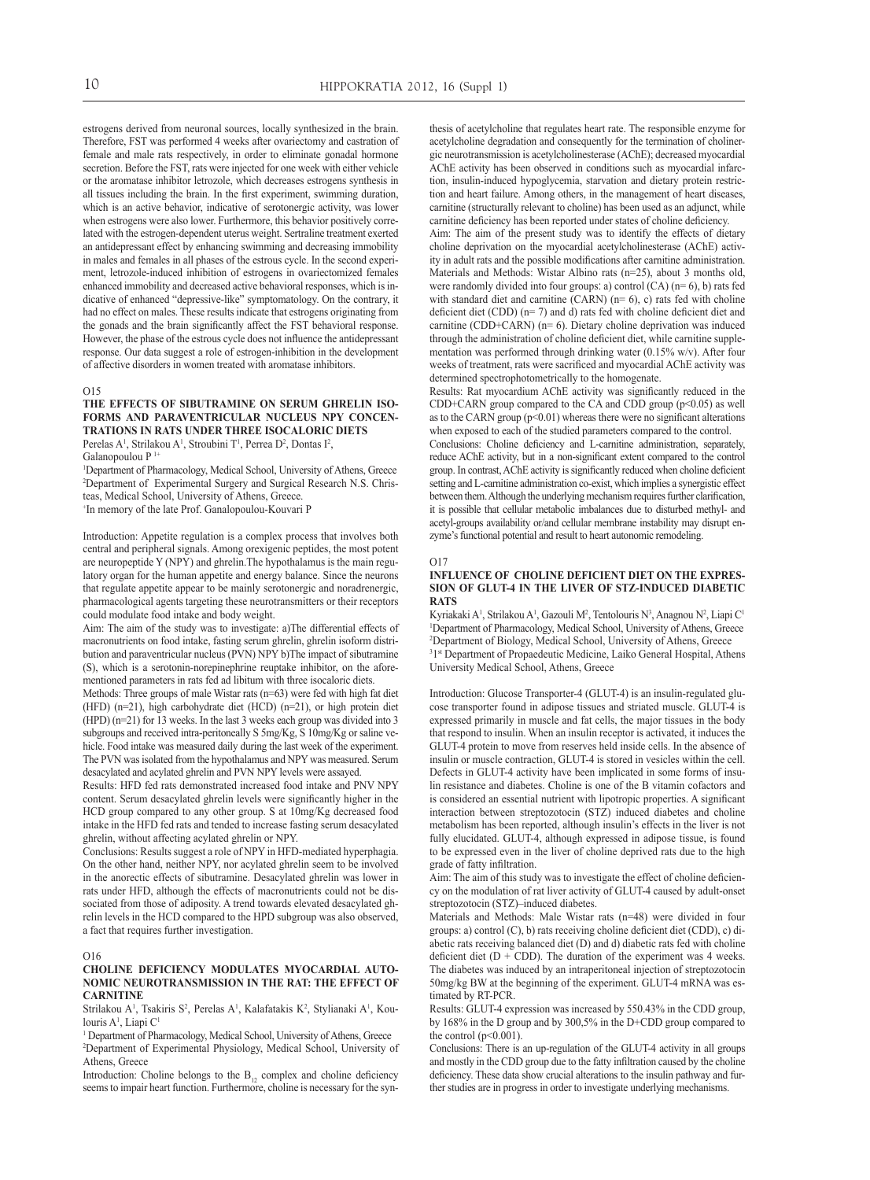estrogens derived from neuronal sources, locally synthesized in the brain. Therefore, FST was performed 4 weeks after ovariectomy and castration of female and male rats respectively, in order to eliminate gonadal hormone secretion. Before the FST, rats were injected for one week with either vehicle or the aromatase inhibitor letrozole, which decreases estrogens synthesis in all tissues including the brain. In the first experiment, swimming duration, which is an active behavior, indicative of serotonergic activity, was lower when estrogens were also lower. Furthermore, this behavior positively correlated with the estrogen-dependent uterus weight. Sertraline treatment exerted an antidepressant effect by enhancing swimming and decreasing immobility in males and females in all phases of the estrous cycle. In the second experiment, letrozole-induced inhibition of estrogens in ovariectomized females enhanced immobility and decreased active behavioral responses, which is indicative of enhanced "depressive-like" symptomatology. On the contrary, it had no effect on males. These results indicate that estrogens originating from the gonads and the brain significantly affect the FST behavioral response. However, the phase of the estrous cycle does not influence the antidepressant response. Our data suggest a role of estrogen-inhibition in the development of affective disorders in women treated with aromatase inhibitors.

O15

### THE EFFECTS OF SIBUTRAMINE ON SERUM GHRELIN ISOFORMS AND PARAVENTRICULAR NUCLEUS NPY CONCENTRATIONS IN RATS UNDER THREE ISOCALORIC DIETS

Perelas A[1], Strilakou A[1], Stroubini T[1], Perrea D[2], Dontas I[2], Galanopoulou P [1+]

[1]Department of Pharmacology, Medical School, University of Athens, Greece
[2]Department of Experimental Surgery and Surgical Research N.S. Christeas, Medical School, University of Athens, Greece.
[+]In memory of the late Prof. Ganalopoulou-Kouvari P

Introduction: Appetite regulation is a complex process that involves both central and peripheral signals. Among orexigenic peptides, the most potent are neuropeptide Y (NPY) and ghrelin.The hypothalamus is the main regulatory organ for the human appetite and energy balance. Since the neurons that regulate appetite appear to be mainly serotonergic and noradrenergic, pharmacological agents targeting these neurotransmitters or their receptors could modulate food intake and body weight.

Aim: The aim of the study was to investigate: a)The differential effects of macronutrients on food intake, fasting serum ghrelin, ghrelin isoform distribution and paraventricular nucleus (PVN) NPY b)The impact of sibutramine (S), which is a serotonin-norepinephrine reuptake inhibitor, on the aforementioned parameters in rats fed ad libitum with three isocaloric diets.

Methods: Three groups of male Wistar rats (n=63) were fed with high fat diet (HFD) (n=21), high carbohydrate diet (HCD) (n=21), or high protein diet (HPD) (n=21) for 13 weeks. In the last 3 weeks each group was divided into 3 subgroups and received intra-peritoneally S 5mg/Kg, S 10mg/Kg or saline vehicle. Food intake was measured daily during the last week of the experiment. The PVN was isolated from the hypothalamus and NPY was measured. Serum desacylated and acylated ghrelin and PVN NPY levels were assayed.

Results: HFD fed rats demonstrated increased food intake and PNV NPY content. Serum desacylated ghrelin levels were significantly higher in the HCD group compared to any other group. S at 10mg/Kg decreased food intake in the HFD fed rats and tended to increase fasting serum desacylated ghrelin, without affecting acylated ghrelin or NPY.

Conclusions: Results suggest a role of NPY in HFD-mediated hyperphagia. On the other hand, neither NPY, nor acylated ghrelin seem to be involved in the anorectic effects of sibutramine. Desacylated ghrelin was lower in rats under HFD, although the effects of macronutrients could not be dissociated from those of adiposity. A trend towards elevated desacylated ghrelin levels in the HCD compared to the HPD subgroup was also observed, a fact that requires further investigation.

O16

### CHOLINE DEFICIENCY MODULATES MYOCARDIAL AUTONOMIC NEUROTRANSMISSION IN THE RAT: THE EFFECT OF CARNITINE

Strilakou A[1], Tsakiris S[2], Perelas A[1], Kalafatakis K[2], Stylianaki A[1], Koulouris A[1], Liapi C[1]

[1] Department of Pharmacology, Medical School, University of Athens, Greece
[2]Department of Experimental Physiology, Medical School, University of Athens, Greece

Introduction: Choline belongs to the $B_{12}$ complex and choline deficiency seems to impair heart function. Furthermore, choline is necessary for the synthesis of acetylcholine that regulates heart rate. The responsible enzyme for acetylcholine degradation and consequently for the termination of cholinergic neurotransmission is acetylcholinesterase (AChE); decreased myocardial AChE activity has been observed in conditions such as myocardial infarction, insulin-induced hypoglycemia, starvation and dietary protein restriction and heart failure. Among others, in the management of heart diseases, carnitine (structurally relevant to choline) has been used as an adjunct, while carnitine deficiency has been reported under states of choline deficiency.

Aim: The aim of the present study was to identify the effects of dietary choline deprivation on the myocardial acetylcholinesterase (AChE) activity in adult rats and the possible modifications after carnitine administration.

Materials and Methods: Wistar Albino rats (n=25), about 3 months old, were randomly divided into four groups: a) control (CA) (n= 6), b) rats fed with standard diet and carnitine (CARN) (n= 6), c) rats fed with choline deficient diet (CDD) (n= 7) and d) rats fed with choline deficient diet and carnitine (CDD+CARN) (n= 6). Dietary choline deprivation was induced through the administration of choline deficient diet, while carnitine supplementation was performed through drinking water (0.15% w/v). After four weeks of treatment, rats were sacrificed and myocardial AChE activity was determined spectrophotometrically to the homogenate.

Results: Rat myocardium AChE activity was significantly reduced in the CDD+CARN group compared to the CA and CDD group ($p<0.05$) as well as to the CARN group ($p<0.01$) whereas there were no significant alterations when exposed to each of the studied parameters compared to the control.

Conclusions: Choline deficiency and L-carnitine administration, separately, reduce AChE activity, but in a non-significant extent compared to the control group. In contrast, AChE activity is significantly reduced when choline deficient setting and L-carnitine administration co-exist, which implies a synergistic effect between them. Although the underlying mechanism requires further clarification, it is possible that cellular metabolic imbalances due to disturbed methyl- and acetyl-groups availability or/and cellular membrane instability may disrupt enzyme's functional potential and result to heart autonomic remodeling.

O17

### INFLUENCE OF CHOLINE DEFICIENT DIET ON THE EXPRESSION OF GLUT-4 IN THE LIVER OF STZ-INDUCED DIABETIC RATS

Kyriakaki A[1], Strilakou A[1], Gazouli M[2], Tentolouris N[3], Anagnou N[2], Liapi C[1]

[1]Department of Pharmacology, Medical School, University of Athens, Greece
[2]Department of Biology, Medical School, University of Athens, Greece
[3]1st Department of Propaedeutic Medicine, Laiko General Hospital, Athens University Medical School, Athens, Greece

Introduction: Glucose Transporter-4 (GLUT-4) is an insulin-regulated glucose transporter found in adipose tissues and striated muscle. GLUT-4 is expressed primarily in muscle and fat cells, the major tissues in the body that respond to insulin. When an insulin receptor is activated, it induces the GLUT-4 protein to move from reserves held inside cells. In the absence of insulin or muscle contraction, GLUT-4 is stored in vesicles within the cell. Defects in GLUT-4 activity have been implicated in some forms of insulin resistance and diabetes. Choline is one of the B vitamin cofactors and is considered an essential nutrient with lipotropic properties. A significant interaction between streptozotocin (STZ) induced diabetes and choline metabolism has been reported, although insulin's effects in the liver is not fully elucidated. GLUT-4, although expressed in adipose tissue, is found to be expressed even in the liver of choline deprived rats due to the high grade of fatty infiltration.

Aim: The aim of this study was to investigate the effect of choline deficiency on the modulation of rat liver activity of GLUT-4 caused by adult-onset streptozotocin (STZ)–induced diabetes.

Materials and Methods: Male Wistar rats (n=48) were divided in four groups: a) control (C), b) rats receiving choline deficient diet (CDD), c) diabetic rats receiving balanced diet (D) and d) diabetic rats fed with choline deficient diet (D + CDD). The duration of the experiment was 4 weeks. The diabetes was induced by an intraperitoneal injection of streptozotocin 50mg/kg BW at the beginning of the experiment. GLUT-4 mRNA was estimated by RT-PCR.

Results: GLUT-4 expression was increased by 550.43% in the CDD group, by 168% in the D group and by 300,5% in the D+CDD group compared to the control ($p<0.001$).

Conclusions: There is an up-regulation of the GLUT-4 activity in all groups and mostly in the CDD group due to the fatty infiltration caused by the choline deficiency. These data show crucial alterations to the insulin pathway and further studies are in progress in order to investigate underlying mechanisms.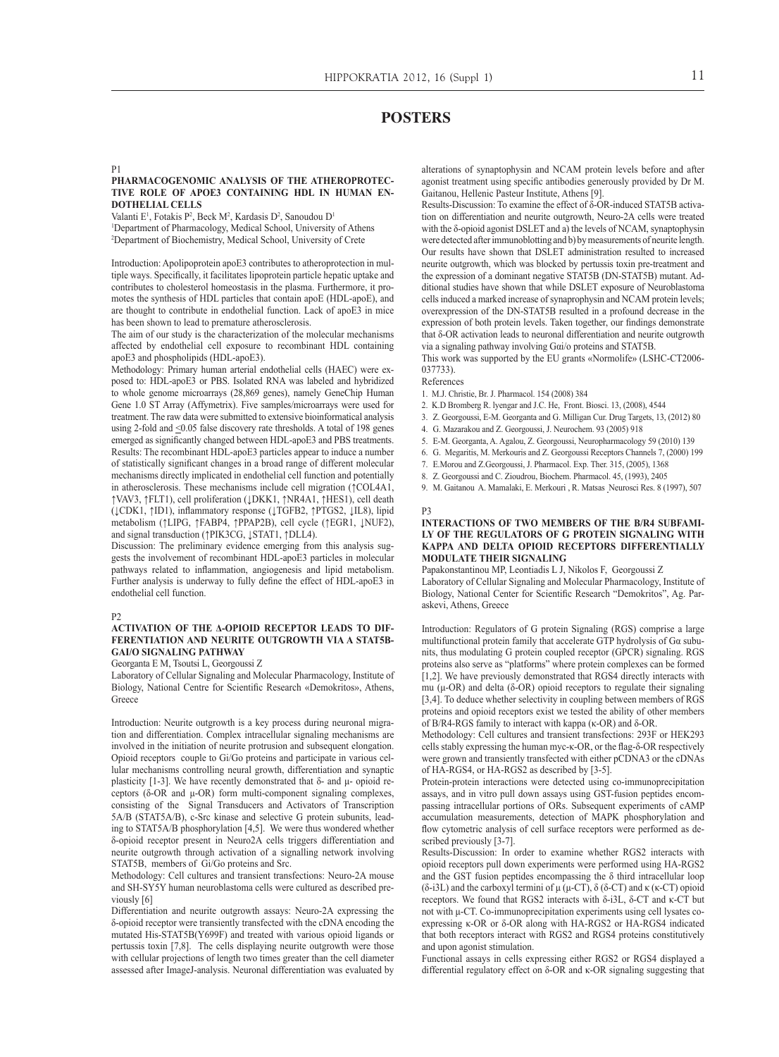# POSTERS

P1

### PHARMACOGENOMIC ANALYSIS OF THE ATHEROPROTECTIVE ROLE OF APOE3 CONTAINING HDL IN HUMAN ENDOTHELIAL CELLS

Valanti E[1], Fotakis P[2], Beck M[2], Kardasis D[2], Sanoudou D[1]

[1]Department of Pharmacology, Medical School, University of Athens

[2]Department of Biochemistry, Medical School, University of Crete

Introduction: Apolipoprotein apoE3 contributes to atheroprotection in multiple ways. Specifically, it facilitates lipoprotein particle hepatic uptake and contributes to cholesterol homeostasis in the plasma. Furthermore, it promotes the synthesis of HDL particles that contain apoE (HDL-apoE), and are thought to contribute in endothelial function. Lack of apoE3 in mice has been shown to lead to premature atherosclerosis.

The aim of our study is the characterization of the molecular mechanisms affected by endothelial cell exposure to recombinant HDL containing apoE3 and phospholipids (HDL-apoE3).

Methodology: Primary human arterial endothelial cells (HAEC) were exposed to: HDL-apoE3 or PBS. Isolated RNA was labeled and hybridized to whole genome microarrays (28,869 genes), namely GeneChip Human Gene 1.0 ST Array (Affymetrix). Five samples/microarrays were used for treatment. The raw data were submitted to extensive bioinformatical analysis using 2-fold and ≤0.05 false discovery rate thresholds. A total of 198 genes emerged as significantly changed between HDL-apoE3 and PBS treatments.

Results: The recombinant HDL-apoE3 particles appear to induce a number of statistically significant changes in a broad range of different molecular mechanisms directly implicated in endothelial cell function and potentially in atherosclerosis. These mechanisms include cell migration (↑COL4A1, ↑VAV3, ↑FLT1), cell proliferation (↓DKK1, ↑NR4A1, ↑HES1), cell death (↓CDK1, ↑ID1), inflammatory response (↓TGFB2, ↑PTGS2, ↓IL8), lipid metabolism (↑LIPG, ↑FABP4, ↑PPAP2B), cell cycle (↑EGR1, ↓NUF2), and signal transduction (↑PIK3CG, ↓STAT1, ↑DLL4).

Discussion: The preliminary evidence emerging from this analysis suggests the involvement of recombinant HDL-apoE3 particles in molecular pathways related to inflammation, angiogenesis and lipid metabolism. Further analysis is underway to fully define the effect of HDL-apoE3 in endothelial cell function.

P2

### ACTIVATION OF THE Δ-OPIOID RECEPTOR LEADS TO DIFFERENTIATION AND NEURITE OUTGROWTH VIA A STAT5B-GAI/O SIGNALING PATHWAY

Georganta E M, Tsoutsi L, Georgoussi Z

Laboratory of Cellular Signaling and Molecular Pharmacology, Institute of Biology, National Centre for Scientific Research «Demokritos», Athens, Greece

Introduction: Neurite outgrowth is a key process during neuronal migration and differentiation. Complex intracellular signaling mechanisms are involved in the initiation of neurite protrusion and subsequent elongation. Opioid receptors couple to Gi/Go proteins and participate in various cellular mechanisms controlling neural growth, differentiation and synaptic plasticity [1-3]. We have recently demonstrated that δ- and μ- opioid receptors (δ-OR and μ-OR) form multi-component signaling complexes, consisting of the Signal Transducers and Activators of Transcription 5A/B (STAT5A/B), c-Src kinase and selective G protein subunits, leading to STAT5A/B phosphorylation [4,5]. We were thus wondered whether δ-opioid receptor present in Neuro2A cells triggers differentiation and neurite outgrowth through activation of a signalling network involving STAT5B, members of Gi/Go proteins and Src.

Methodology: Cell cultures and transient transfections: Neuro-2A mouse and SH-SY5Y human neuroblastoma cells were cultured as described previously [6]

Differentiation and neurite outgrowth assays: Neuro-2A expressing the δ-opioid receptor were transiently transfected with the cDNA encoding the mutated His-STAT5B(Y699F) and treated with various opioid ligands or pertussis toxin [7,8]. The cells displaying neurite outgrowth were those with cellular projections of length two times greater than the cell diameter assessed after ImageJ-analysis. Neuronal differentiation was evaluated by alterations of synaptophysin and NCAM protein levels before and after agonist treatment using specific antibodies generously provided by Dr M. Gaitanou, Hellenic Pasteur Institute, Athens [9].

Results-Discussion: To examine the effect of δ-OR-induced STAT5B activation on differentiation and neurite outgrowth, Neuro-2A cells were treated with the δ-opioid agonist DSLET and a) the levels of NCAM, synaptophysin were detected after immunoblotting and b) by measurements of neurite length. Our results have shown that DSLET administration resulted to increased neurite outgrowth, which was blocked by pertussis toxin pre-treatment and the expression of a dominant negative STAT5B (DN-STAT5B) mutant. Additional studies have shown that while DSLET exposure of Neuroblastoma cells induced a marked increase of synaprophysin and NCAM protein levels; overexpression of the DN-STAT5B resulted in a profound decrease in the expression of both protein levels. Taken together, our findings demonstrate that δ-OR activation leads to neuronal differentiation and neurite outgrowth via a signaling pathway involving Gαi/o proteins and STAT5B.

This work was supported by the EU grants «Normolife» (LSHC-CT2006-037733).

References

1. M.J. Christie, Br. J. Pharmacol. 154 (2008) 384
2. K.D Bromberg R. Iyengar and J.C. He, Front. Biosci. 13, (2008), 4544
3. Z. Georgoussi, E-M. Georganta and G. Milligan Cur. Drug Targets, 13, (2012) 80
4. G. Mazarakou and Z. Georgoussi, J. Neurochem. 93 (2005) 918
5. E-M. Georganta, A. Agalou, Z. Georgoussi, Neuropharmacology 59 (2010) 139
6. G. Megaritis, M. Merkouris and Z. Georgoussi Receptors Channels 7, (2000) 199
7. E.Morou and Z.Georgoussi, J. Pharmacol. Exp. Ther. 315, (2005), 1368
8. Z. Georgoussi and C. Zioudrou, Biochem. Pharmacol. 45, (1993), 2405
9. M. Gaitanou A. Mamalaki, E. Merkouri , R. Matsas Neurosci Res. 8 (1997), 507

P3

### INTERACTIONS OF TWO MEMBERS OF THE B/R4 SUBFAMILY OF THE REGULATORS OF G PROTEIN SIGNALING WITH KAPPA AND DELTA OPIOID RECEPTORS DIFFERENTIALLY MODULATE THEIR SIGNALING

Papakonstantinou MP, Leontiadis L J, Nikolos F, Georgoussi Z

Laboratory of Cellular Signaling and Molecular Pharmacology, Institute of Biology, National Center for Scientific Research "Demokritos", Ag. Paraskevi, Athens, Greece

Introduction: Regulators of G protein Signaling (RGS) comprise a large multifunctional protein family that accelerate GTP hydrolysis of Gα subunits, thus modulating G protein coupled receptor (GPCR) signaling. RGS proteins also serve as "platforms" where protein complexes can be formed [1,2]. We have previously demonstrated that RGS4 directly interacts with mu (μ-OR) and delta (δ-OR) opioid receptors to regulate their signaling [3,4]. To deduce whether selectivity in coupling between members of RGS proteins and opioid receptors exist we tested the ability of other members of B/R4-RGS family to interact with kappa (κ-OR) and δ-OR.

Methodology: Cell cultures and transient transfections: 293F or HEK293 cells stably expressing the human myc-κ-OR, or the flag-δ-OR respectively were grown and transiently transfected with either pCDNA3 or the cDNAs of HA-RGS4, or HA-RGS2 as described by [3-5].

Protein-protein interactions were detected using co-immunoprecipitation assays, and in vitro pull down assays using GST-fusion peptides encompassing the intracellular portions of ORs. Subsequent experiments of cAMP accumulation measurements, detection of MAPK phosphorylation and flow cytometric analysis of cell surface receptors were performed as described previously [3-7].

Results-Discussion: In order to examine whether RGS2 interacts with opioid receptors pull down experiments were performed using HA-RGS2 and the GST fusion peptides encompassing the δ third intracellular loop (δ-i3L) and the carboxyl termini of μ (μ-CT), δ (δ-CT) and κ (κ-CT) opioid receptors. We found that RGS2 interacts with δ-i3L, δ-CT and κ-CT but not with μ-CT. Co-immunoprecipitation experiments using cell lysates co-expressing κ-OR or δ-OR along with HA-RGS2 or HA-RGS4 indicated that both receptors interact with RGS2 and RGS4 proteins constitutively and upon agonist stimulation.

Functional assays in cells expressing either RGS2 or RGS4 displayed a differential regulatory effect on δ-OR and κ-OR signaling suggesting that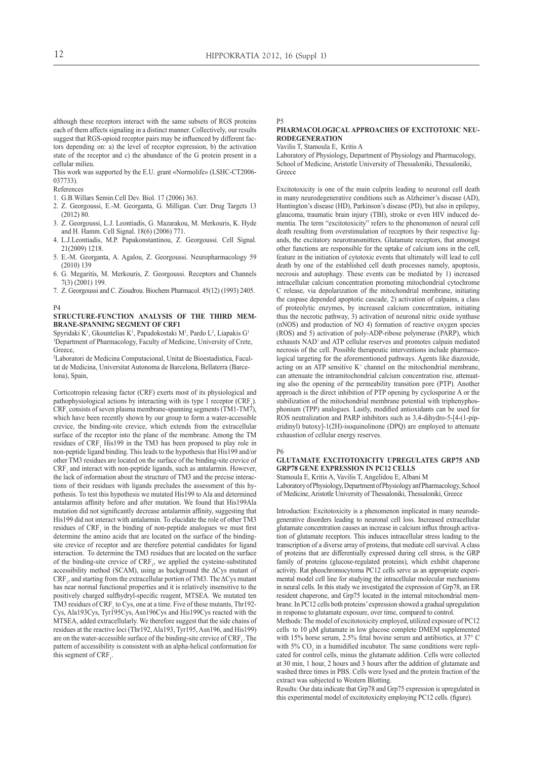although these receptors interact with the same subsets of RGS proteins each of them affects signaling in a distinct manner. Collectively, our results suggest that RGS-opioid receptor pairs may be influenced by different factors depending on: a) the level of receptor expression, b) the activation state of the receptor and c) the abundance of the G protein present in a cellular milieu.

This work was supported by the E.U. grant «Normolife» (LSHC-CT2006-037733).

References

1. G.B.Willars Semin.Cell Dev. Biol. 17 (2006) 363.
2. Z. Georgoussi, E.-M. Georganta, G. Milligan. Curr. Drug Targets 13 (2012) 80.
3. Z. Georgoussi, L.J. Leontiadis, G. Mazarakou, M. Merkouris, K. Hyde and H. Hamm. Cell Signal. 18(6) (2006) 771.
4. L.J.Leontiadis, M.P. Papakonstantinou, Z. Georgoussi. Cell Signal. 21(2009) 1218.
5. E.-M. Georganta, A. Agalou, Z. Georgoussi. Neuropharmacology 59 (2010) 139
6. G. Megaritis, M. Merkouris, Z. Georgoussi. Receptors and Channels 7(3) (2001) 199.
7. Z. Georgoussi and C. Zioudrou. Biochem Pharmacol. 45(12) (1993) 2405.

P4

## STRUCTURE-FUNCTION ANALYSIS OF THE THIRD MEMBRANE-SPANNING SEGMENT OF CRF1

Spyridaki K[1], Gkountelias K[1], Papadokostaki M[1], Pardo L[2], Liapakis G[1]

[1]Department of Pharmacology, Faculty of Medicine, University of Crete, Greece,

[2]Laboratori de Medicina Computacional, Unitat de Bioestadistica, Facultat de Medicina, Universitat Autonoma de Barcelona, Bellaterra (Barcelona), Spain,

Corticotropin releasing factor (CRF) exerts most of its physiological and pathophysiological actions by interacting with its type 1 receptor ($CRF_1$). $CRF_1$ consists of seven plasma membrane-spanning segments (TM1-TM7), which have been recently shown by our group to form a water-accessible crevice, the binding-site crevice, which extends from the extracellular surface of the receptor into the plane of the membrane. Among the TM residues of $CRF_1$ His199 in the TM3 has been proposed to play role in non-peptide ligand binding. This leads to the hypothesis that His199 and/or other TM3 residues are located on the surface of the binding-site crevice of $CRF_1$ and interact with non-peptide ligands, such as antalarmin. However, the lack of information about the structure of TM3 and the precise interactions of their residues with ligands precludes the assessment of this hypothesis. To test this hypothesis we mutated His199 to Ala and determined antalarmin affinity before and after mutation. We found that His199Ala mutation did not significantly decrease antalarmin affinity, suggesting that His199 did not interact with antalarmin. To elucidate the role of other TM3 residues of $CRF_1$ in the binding of non-peptide analogues we must first determine the amino acids that are located on the surface of the binding-site crevice of receptor and are therefore potential candidates for ligand interaction. To determine the TM3 residues that are located on the surface of the binding-site crevice of $CRF_1$, we applied the cysteine-substituted accessibility method (SCAM), using as background the ΔCys mutant of $CRF_1$, and starting from the extracellular portion of TM3. The ΔCys mutant has near normal functional properties and it is relatively insensitive to the positively charged sulfhydryl-specific reagent, MTSEA. We mutated ten TM3 residues of $CRF_1$ to Cys, one at a time. Five of these mutants, Thr192-Cys, Ala193Cys, Tyr195Cys, Asn196Cys and His199Cys reacted with the MTSEA, added extracellularly. We therefore suggest that the side chains of residues at the reactive loci (Thr192, Ala193, Tyr195, Asn196, and His199) are on the water-accessible surface of the binding-site crevice of $CRF_1$. The pattern of accessibility is consistent with an alpha-helical conformation for this segment of $CRF_1$.

P5

## PHARMACOLOGICAL APPROACHES OF EXCITOTOXIC NEURODEGENERATION

Vavilis T, Stamoula E, Kritis A

Laboratory of Physiology, Department of Physiology and Pharmacology, School of Medicine, Aristotle University of Thessaloniki, Thessaloniki, Greece

Excitotoxicity is one of the main culprits leading to neuronal cell death in many neurodegenerative conditions such as Alzheimer's disease (AD), Huntington's disease (HD), Parkinson's disease (PD), but also in epilepsy, glaucoma, traumatic brain injury (TBI), stroke or even HIV induced dementia. The term "excitotoxicity" refers to the phenomenon of neural cell death resulting from overstimulation of receptors by their respective ligands, the excitatory neurotransmitters. Glutamate receptors, that amongst other functions are responsible for the uptake of calcium ions in the cell, feature in the initiation of cytotoxic events that ultimately will lead to cell death by one of the established cell death processes namely, apoptosis, necrosis and autophagy. These events can be mediated by 1) increased intracellular calcium concentration promoting mitochondrial cytochrome C release, via depolarization of the mitochondrial membrane, initiating the caspase depended apoptotic cascade, 2) activation of calpains, a class of proteolytic enzymes, by increased calcium concentration, initiating thus the necrotic pathway, 3) activation of neuronal nitric oxide synthase (nNOS) and production of NO 4) formation of reactive oxygen species (ROS) and 5) activation of poly-ADP-ribose polymerase (PARP), which exhausts $NAD^+$ and ATP cellular reserves and promotes calpain mediated necrosis of the cell. Possible therapeutic interventions include pharmacological targeting for the aforementioned pathways. Agents like diazoxide, acting on an ATP sensitive $K^+$ channel on the mitochondrial membrane, can attenuate the intramitochondrial calcium concentration rise, attenuating also the opening of the permeability transition pore (PTP). Another approach is the direct inhibition of PTP opening by cyclosporine A or the stabilization of the mitochondrial membrane potential with triphenyphosphonium (TPP) analogues. Lastly, modified antioxidants can be used for ROS neutralization and PARP inhibitors such as 3,4-dihydro-5-[4-(1-piperidinyl) butoxy]-1(2H)-isoquinolinone (DPQ) are employed to attenuate exhaustion of cellular energy reserves.

P6

## GLUTAMATE EXCITOTOXICITY UPREGULATES GRP75 AND GRP78 GENE EXPRESSION IN PC12 CELLS

Stamoula E, Kritis A, Vavilis T, Angelidou E, Albani M

Laboratory of Physiology, Department of Physiology anf Pharmacology, School of Medicine, Aristotle University of Thessaloniki, Thessaloniki, Greece

Introduction: Excitotoxicity is a phenomenon implicated in many neurodegenerative disorders leading to neuronal cell loss. Increased extracellular glutamate concentration causes an increase in calcium influx through activation of glutamate receptors. This induces intracellular stress leading to the transcription of a diverse array of proteins, that mediate cell survival. A class of proteins that are differentially expressed during cell stress, is the GRP family of proteins (glucose-regulated proteins), which exhibit chaperone activity. Rat pheochromocytoma PC12 cells serve as an appropriate experimental model cell line for studying the intracellular molecular mechanisms in neural cells. In this study we investigated the expression of Grp78, an ER resident chaperone, and Grp75 located in the internal mitochondrial membrane. In PC12 cells both proteins' expression showed a gradual upregulation in response to glutamate exposure, over time, compared to control.

Methods: The model of excitotoxicity employed, utilized exposure of PC12 cells to 10 μM glutamate in low glucose complete DMEM supplemented with 15% horse serum, 2.5% fetal bovine serum and antibiotics, at 37° C with 5% $CO_2$ in a humidified incubator. The same conditions were replicated for control cells, minus the glutamate addition. Cells were collected at 30 min, 1 hour, 2 hours and 3 hours after the addition of glutamate and washed three times in PBS. Cells were lysed and the protein fraction of the extract was subjected to Western Blotting.

Results: Our data indicate that Grp78 and Grp75 expression is upregulated in this experimental model of excitotoxicity employing PC12 cells. (figure).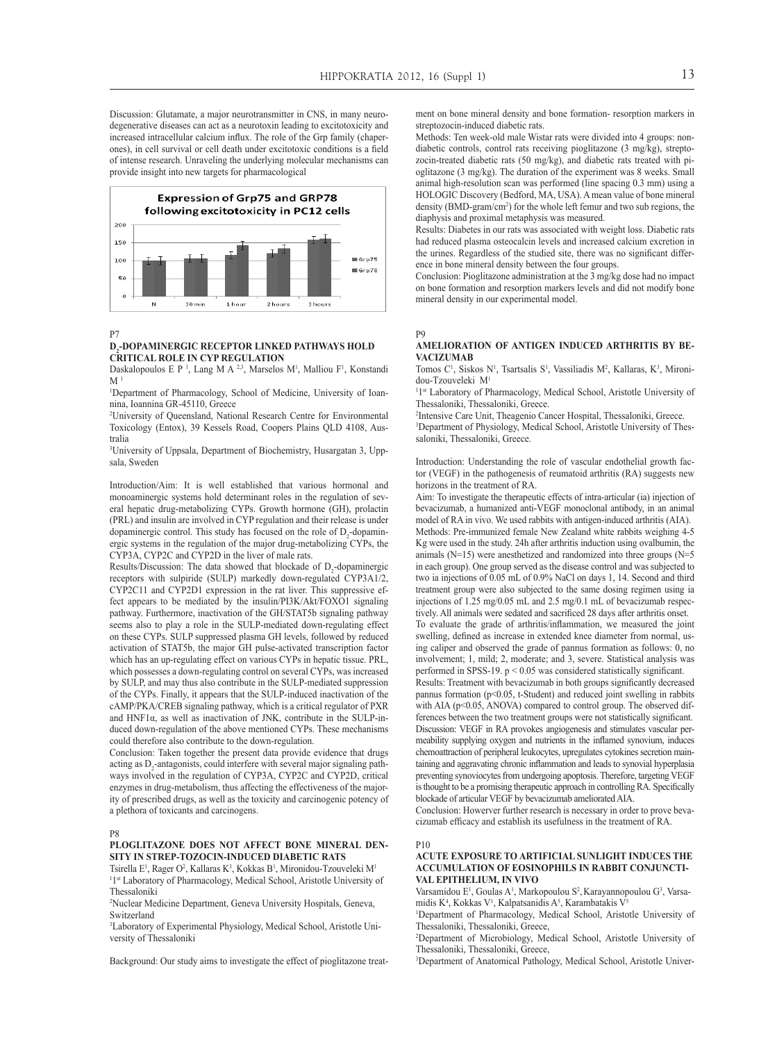Discussion: Glutamate, a major neurotransmitter in CNS, in many neurodegenerative diseases can act as a neurotoxin leading to excitotoxicity and increased intracellular calcium influx. The role of the Grp family (chaperones), in cell survival or cell death under excitotoxic conditions is a field of intense research. Unraveling the underlying molecular mechanisms can provide insight into new targets for pharmacological

**Expression of Grp75 and GRP78 following excitotoxicity in PC12 cells**

P7

### $D_2$-DOPAMINERGIC RECEPTOR LINKED PATHWAYS HOLD CRITICAL ROLE IN CYP REGULATION

Daskalopoulos E P [1], Lang M A [2,3], Marselos M[1], Malliou F[1], Konstandi M [1]

[1]Department of Pharmacology, School of Medicine, University of Ioannina, Ioannina GR-45110, Greece

[2]University of Queensland, National Research Centre for Environmental Toxicology (Entox), 39 Kessels Road, Coopers Plains QLD 4108, Australia

[3]University of Uppsala, Department of Biochemistry, Husargatan 3, Uppsala, Sweden

Introduction/Aim: It is well established that various hormonal and monoaminergic systems hold determinant roles in the regulation of several hepatic drug-metabolizing CYPs. Growth hormone (GH), prolactin (PRL) and insulin are involved in CYP regulation and their release is under dopaminergic control. This study has focused on the role of $D_2$-dopaminergic systems in the regulation of the major drug-metabolizing CYPs, the CYP3A, CYP2C and CYP2D in the liver of male rats.

Results/Discussion: The data showed that blockade of $D_2$-dopaminergic receptors with sulpiride (SULP) markedly down-regulated CYP3A1/2, CYP2C11 and CYP2D1 expression in the rat liver. This suppressive effect appears to be mediated by the insulin/PI3K/Akt/FOXO1 signaling pathway. Furthermore, inactivation of the GH/STAT5b signaling pathway seems also to play a role in the SULP-mediated down-regulating effect on these CYPs. SULP suppressed plasma GH levels, followed by reduced activation of STAT5b, the major GH pulse-activated transcription factor which has an up-regulating effect on various CYPs in hepatic tissue. PRL, which possesses a down-regulating control on several CYPs, was increased by SULP, and may thus also contribute in the SULP-mediated suppression of the CYPs. Finally, it appears that the SULP-induced inactivation of the cAMP/PKA/CREB signaling pathway, which is a critical regulator of PXR and HNF1α, as well as inactivation of JNK, contribute in the SULP-induced down-regulation of the above mentioned CYPs. These mechanisms could therefore also contribute to the down-regulation.

Conclusion: Taken together the present data provide evidence that drugs acting as $D_2$-antagonists, could interfere with several major signaling pathways involved in the regulation of CYP3A, CYP2C and CYP2D, critical enzymes in drug-metabolism, thus affecting the effectiveness of the majority of prescribed drugs, as well as the toxicity and carcinogenic potency of a plethora of toxicants and carcinogens.

P8

### PIOGLITAZONE DOES NOT AFFECT BONE MINERAL DENSITY IN STREP-TOZOCIN-INDUCED DIABETIC RATS

Tsirella E[1], Rager O[2], Kallaras K[3], Kokkas B[1], Mironidou-Tzouveleki M[1]

[1]1st Laboratory of Pharmacology, Medical School, Aristotle University of Thessaloniki

[2]Nuclear Medicine Department, Geneva University Hospitals, Geneva, Switzerland

[3]Laboratory of Experimental Physiology, Medical School, Aristotle University of Thessaloniki

Background: Our study aims to investigate the effect of pioglitazone treatment on bone mineral density and bone formation- resorption markers in streptozocin-induced diabetic rats.

Methods: Ten week-old male Wistar rats were divided into 4 groups: non-diabetic controls, control rats receiving pioglitazone (3 mg/kg), streptozocin-treated diabetic rats (50 mg/kg), and diabetic rats treated with pioglitazone (3 mg/kg). The duration of the experiment was 8 weeks. Small animal high-resolution scan was performed (line spacing 0.3 mm) using a HOLOGIC Discovery (Bedford, MA, USA). A mean value of bone mineral density (BMD-gram/$cm^2$) for the whole left femur and two sub regions, the diaphysis and proximal metaphysis was measured.

Results: Diabetes in our rats was associated with weight loss. Diabetic rats had reduced plasma osteocalcin levels and increased calcium excretion in the urines. Regardless of the studied site, there was no significant difference in bone mineral density between the four groups.

Conclusion: Pioglitazone administration at the 3 mg/kg dose had no impact on bone formation and resorption markers levels and did not modify bone mineral density in our experimental model.

P9

### AMELIORATION OF ANTIGEN INDUCED ARTHRITIS BY BEVACIZUMAB

Tomos C[1], Siskos N[1], Tsartsalis S[1], Vassiliadis M[2], Kallaras, K[3], Mironidou-Tzouveleki M[1]

[1]1st Laboratory of Pharmacology, Medical School, Aristotle University of Thessaloniki, Thessaloniki, Greece.

[2]Intensive Care Unit, Theagenio Cancer Hospital, Thessaloniki, Greece.

[3]Department of Physiology, Medical School, Aristotle University of Thessaloniki, Thessaloniki, Greece.

Introduction: Understanding the role of vascular endothelial growth factor (VEGF) in the pathogenesis of reumatoid arthritis (RA) suggests new horizons in the treatment of RA.

Aim: To investigate the therapeutic effects of intra-articular (ia) injection of bevacizumab, a humanized anti-VEGF monoclonal antibody, in an animal model of RA in vivo. We used rabbits with antigen-induced arthritis (AIA).

Methods: Pre-immunized female New Zealand white rabbits weighing 4-5 Kg were used in the study. 24h after arthritis induction using ovalbumin, the animals (N=15) were anesthetized and randomized into three groups (N=5 in each group). One group served as the disease control and was subjected to two ia injections of 0.05 mL of 0.9% NaCl on days 1, 14. Second and third treatment group were also subjected to the same dosing regimen using ia injections of 1.25 mg/0.05 mL and 2.5 mg/0.1 mL of bevacizumab respectively. All animals were sedated and sacrificed 28 days after arthritis onset.

To evaluate the grade of arthritis/inflammation, we measured the joint swelling, defined as increase in extended knee diameter from normal, using caliper and observed the grade of pannus formation as follows: 0, no involvement; 1, mild; 2, moderate; and 3, severe. Statistical analysis was performed in SPSS-19. $p < 0.05$ was considered statistically significant.

Results: Treatment with bevacizumab in both groups significantly decreased pannus formation ($p<0.05$, t-Student) and reduced joint swelling in rabbits with AIA ($p<0.05$, ANOVA) compared to control group. The observed differences between the two treatment groups were not statistically significant.

Discussion: VEGF in RA provokes angiogenesis and stimulates vascular permeability supplying oxygen and nutrients in the inflamed synovium, induces chemoattraction of peripheral leukocytes, upregulates cytokines secretion maintaining and aggravating chronic inflammation and leads to synovial hyperplasia preventing synoviocytes from undergoing apoptosis. Therefore, targeting VEGF is thought to be a promising therapeutic approach in controlling RA. Specifically blockade of articular VEGF by bevacizumab ameliorated AIA.

Conclusion: Howerver further research is necessary in order to prove bevacizumab efficacy and establish its usefulness in the treatment of RA.

P10

### ACUTE EXPOSURE TO ARTIFICIAL SUNLIGHT INDUCES THE ACCUMULATION OF EOSINOPHILS IN RABBIT CONJUNCTIVAL EPITHELIUM, IN VIVO

Varsamidou E[1], Goulas A[1], Markopoulou S[2], Karayannopoulou G[3], Varsamidis K[4], Kokkas V[1], Kalpatsanidis A[5], Karambatakis V[5]

[1]Department of Pharmacology, Medical School, Aristotle University of Thessaloniki, Thessaloniki, Greece,

[2]Department of Microbiology, Medical School, Aristotle University of Thessaloniki, Thessaloniki, Greece,

[3]Department of Anatomical Pathology, Medical School, Aristotle Univer-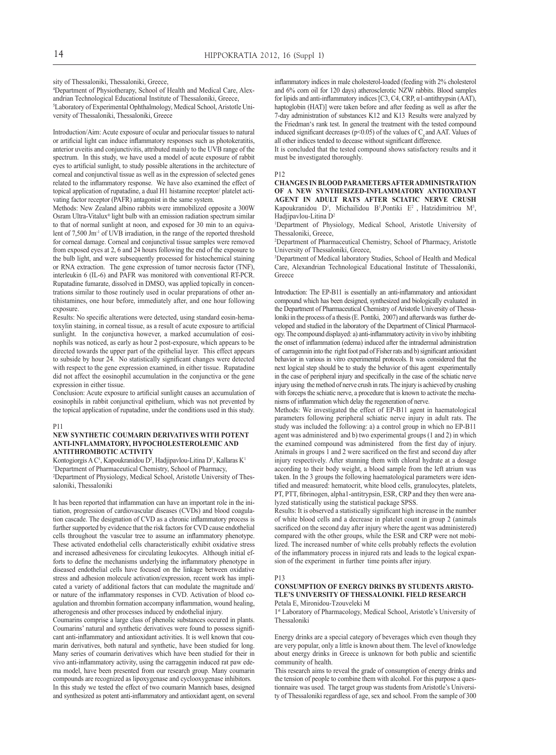sity of Thessaloniki, Thessaloniki, Greece,

[4]Department of Physiotherapy, School of Health and Medical Care, Alexandrian Technological Educational Institute of Thessaloniki, Greece,

[5]Laboratory of Experimental Ophthalmology, Medical School, Aristotle University of Thessaloniki, Thessaloniki, Greece

Introduction/Aim: Acute exposure of ocular and periocular tissues to natural or artificial light can induce inflammatory responses such as photokeratitis, anterior uveitis and conjunctivitis, attributed mainly to the UVB range of the spectrum. In this study, we have used a model of acute exposure of rabbit eyes to artificial sunlight, to study possible alterations in the architecture of corneal and conjunctival tissue as well as in the expression of selected genes related to the inflammatory response. We have also examined the effect of topical application of rupatadine, a dual H1 histamine receptor/ platelet activating factor receptor (PAFR) antagonist in the same system.

Methods: New Zealand albino rabbits were immobilized opposite a 300W Osram Ultra-Vitalux® light bulb with an emission radiation spectrum similar to that of normal sunlight at noon, and exposed for 30 min to an equivalent of 7,500 $Jm^{-1}$ of UVB irradiation, in the range of the reported threshold for corneal damage. Corneal and conjunctival tissue samples were removed from exposed eyes at 2, 6 and 24 hours following the end of the exposure to the bulb light, and were subsequently processed for histochemical staining or RNA extraction. The gene expression of tumor necrosis factor (TNF), interleukin 6 (IL-6) and PAFR was monitored with conventional RT-PCR. Rupatadine fumarate, dissolved in DMSO, was applied topically in concentrations similar to those routinely used in ocular preparations of other antihistamines, one hour before, immediately after, and one hour following exposure.

Results: No specific alterations were detected, using standard eosin-hematoxylin staining, in corneal tissue, as a result of acute exposure to artificial sunlight. In the conjunctiva however, a marked accumulation of eosinophils was noticed, as early as hour 2 post-exposure, which appears to be directed towards the upper part of the epithelial layer. This effect appears to subside by hour 24. No statistically significant changes were detected with respect to the gene expression examined, in either tissue. Rupatadine did not affect the eosinophil accumulation in the conjunctiva or the gene expression in either tissue.

Conclusion: Acute exposure to artificial sunlight causes an accumulation of eosinophils in rabbit conjunctival epithelium, which was not prevented by the topical application of rupatadine, under the conditions used in this study.

P11

### NEW SYNTHETIC COUMARIN DERIVATIVES WITH POTENT ANTI-INFLAMMATORY, HYPOCHOLESTEROLEMIC AND ANTITHROMBOTIC ACTIVITY

Kontogiorgis A C[1], Kapoukranidou D[2], Hadjipavlou-Litina D[1], Kallaras K[1]

[1]Department of Pharmaceutical Chemistry, School of Pharmacy,

[2]Department of Physiology, Medical School, Aristotle University of Thessaloniki, Thessaloniki

It has been reported that inflammation can have an important role in the initiation, progression of cardiovascular diseases (CVDs) and blood coagulation cascade. The designation of CVD as a chronic inflammatory process is further supported by evidence that the risk factors for CVD cause endothelial cells throughout the vascular tree to assume an inflammatory phenotype. These activated endothelial cells characteristically exhibit oxidative stress and increased adhesiveness for circulating leukocytes. Although initial efforts to define the mechanisms underlying the inflammatory phenotype in diseased endothelial cells have focused on the linkage between oxidative stress and adhesion molecule activation/expression, recent work has implicated a variety of additional factors that can modulate the magnitude and/or nature of the inflammatory responses in CVD. Activation of blood coagulation and thrombin formation accompany inflammation, wound healing, atherogenesis and other processes induced by endothelial injury.

Coumarins comprise a large class of phenolic substances occured in plants. Coumarins' natural and synthetic derivatives were found to possess significant anti-inflammatory and antioxidant activities. It is well known that coumarin derivatives, both natural and synthetic, have been studied for long. Many series of coumarin derivatives which have been studied for their in vivo anti-inflammatory activity, using the carraggenin induced rat paw edema model, have been presented from our research group. Many coumarin compounds are recognized as lipoxygenase and cyclooxygenase inhibitors.

In this study we tested the effect of two coumarin Mannich bases, designed and synthesized as potent anti-inflammatory and antioxidant agent, on several inflammatory indices in male cholesterol-loaded (feeding with 2% cholesterol and 6% corn oil for 120 days) atherosclerotic NZW rabbits. Blood samples for lipids and anti-inflammatory indices [C3, C4, CRP, α1-antithrypsin (AAT), haptoglobin (HAT)] were taken before and after feeding as well as after the 7-day administration of substances K12 and K13 Results were analyzed by the Friedman's rank test. In general the treatment with the tested compound induced significant decreases ($p<0.05$) of the values of $C_4$ and AAT. Values of all other indices tended to decease without significant difference.

It is concluded that the tested compound shows satisfactory results and it must be investigated thoroughly.

P12

### CHANGES IN BLOOD PARAMETERS AFTER ADMINISTRATION OF A NEW SYNTHESIZED-INFLAMMATORY ANTIOXIDANT AGENT IN ADULT RATS AFTER SCIATIC NERVE CRUSH

Kapoukranidou D[1], Michailidou B[1], Pontiki E[2], Hatzidimitriou M[3], Hadjipavlou-Litina D[2]

[1]Department of Physiology, Medical School, Aristotle University of Thessaloniki, Greece,

[2]Department of Pharmaceutical Chemistry, School of Pharmacy, Aristotle University of Thessaloniki, Greece,

[3]Department of Medical laboratory Studies, School of Health and Medical Care, Alexandrian Technological Educational Institute of Thessaloniki, Greece

Introduction: The EP-B11 is essentially an anti-inflammatory and antioxidant compound which has been designed, synthesized and biologically evaluated in the Department of Pharmaceutical Chemistry of Aristotle University of Thessaloniki in the process of a thesis (E. Pontiki, 2007) and afterwards was further developed and studied in the laboratory of the Department of Clinical Pharmacology. The compound displayed: a) anti-inflammatory activity in vivo by inhibiting the onset of inflammation (edema) induced after the intradermal administration of carragennin into the right foot pad of Fisher rats and b) significant antioxidant behavior in various in vitro experimental protocols. It was considered that the next logical step should be to study the behavior of this agent experimentally in the case of peripheral injury and specifically in the case of the schiatic nerve injury using the method of nerve crush in rats. The injury is achieved by crushing with forceps the schiatic nerve, a procedure that is known to activate the mechanisms of inflammation which delay the regeneration of nerve.

Methods: We investigated the effect of EP-B11 agent in haematological parameters following peripheral schiatic nerve injury in adult rats. The study was included the following: a) a control group in which no EP-B11 agent was administered and b) two experimental groups (1 and 2) in which the examined compound was administered from the first day of injury. Animals in groups 1 and 2 were sacrificed on the first and second day after injury respectively. After stunning them with chloral hydrate at a dosage according to their body weight, a blood sample from the left atrium was taken. In the 3 groups the following haematological parameters were identified and measured: hematocrit, white blood cells, granulocytes, platelets, PT, PTT, fibrinogen, alpha1-antitrypsin, ESR, CRP and they then were analyzed statistically using the statistical package SPSS.

Results: It is observed a statistically significant high increase in the number of white blood cells and a decrease in platelet count in group 2 (animals sacrificed on the second day after injury where the agent was administered) compared with the other groups, while the ESR and CRP were not mobilized. The increased number of white cells probably reflects the evolution of the inflammatory process in injured rats and leads to the logical expansion of the experiment in further time points after injury.

P13

### CONSUMPTION OF ENERGY DRINKS BY STUDENTS ARISTOTLE'S UNIVERSITY OF THESSALONIKI. FIELD RESEARCH

Petala E, Mironidou-Tzouveleki M

1st Laboratory of Pharmacology, Medical School, Aristotle's University of Thessaloniki

Energy drinks are a special category of beverages which even though they are very popular, only a little is known about them. The level of knowledge about energy drinks in Greece is unknown for both public and scientific community of health.

This research aims to reveal the grade of consumption of energy drinks and the tension of people to combine them with alcohol. For this purpose a questionnaire was used. The target group was students from Aristotle's University of Thessaloniki regardless of age, sex and school. From the sample of 300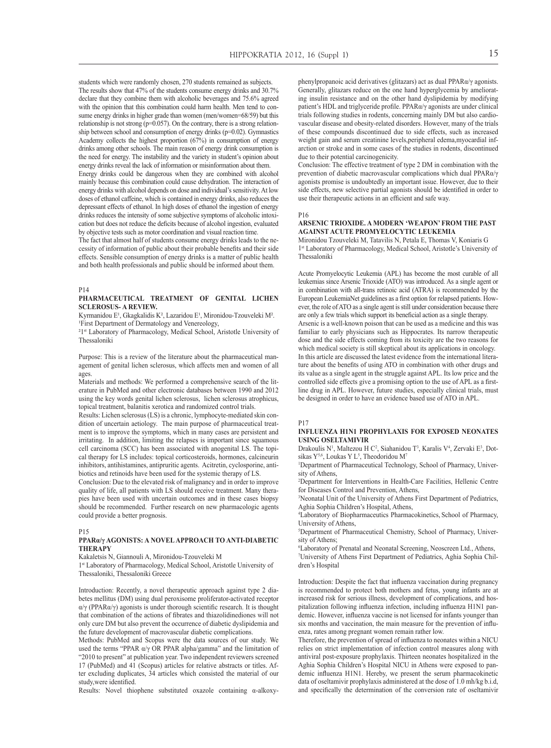students which were randomly chosen, 270 students remained as subjects. The results show that 47% of the students consume energy drinks and 30.7% declare that they combine them with alcoholic beverages and 75.6% agreed with the opinion that this combination could harm health. Men tend to consume energy drinks in higher grade than women (men/women=68/59) but this relationship is not strong (p=0.057). On the contrary, there is a strong relationship between school and consumption of energy drinks (p=0.02). Gymnastics Academy collects the highest proportion (67%) in consumption of energy drinks among other schools. The main reason of energy drink consumption is the need for energy. The instability and the variety in student's opinion about energy drinks reveal the lack of information or misinformation about them.

Energy drinks could be dangerous when they are combined with alcohol mainly because this combination could cause dehydration. The interaction of energy drinks with alcohol depends on dose and individual's sensitivity. At low doses of ethanol caffeine, which is contained in energy drinks, also reduces the depressant effects of ethanol. In high doses of ethanol the ingestion of energy drinks reduces the intensity of some subjective symptoms of alcoholic intoxication but does not reduce the deficits because of alcohol ingestion, evaluated by objective tests such as motor coordination and visual reaction time.

The fact that almost half of students consume energy drinks leads to the necessity of information of public about their probable benefits and their side effects. Sensible consumption of energy drinks is a matter of public health and both health professionals and public should be informed about them.

P14

## PHARMACEUTICAL TREATMENT OF GENITAL LICHEN SCLEROSUS- A REVIEW.

Kyrmanidou E[1], Gkagkalidis K[2], Lazaridou E[1], Mironidou-Tzouveleki M[2].
[1]First Department of Dermatology and Venereology,
[2]1st Laboratory of Pharmacology, Medical School, Aristotle University of Thessaloniki

Purpose: This is a review of the literature about the pharmaceutical management of genital lichen sclerosus, which affects men and women of all ages.

Materials and methods: We performed a comprehensive search of the literature in PubMed and other electronic databases between 1990 and 2012 using the key words genital lichen sclerosus, lichen sclerosus atrophicus, topical treatment, balanitis xerotica and randomized control trials.

Results: Lichen sclerosus (LS) is a chronic, lymphocyte-mediated skin condition of uncertain aetiology. The main purpose of pharmaceutical treatment is to improve the symptoms, which in many cases are persistent and irritating. In addition, limiting the relapses is important since squamous cell carcinoma (SCC) has been associated with anogenital LS. The topical therapy for LS includes: topical corticosteroids, hormones, calcineurin inhibitors, antihistamines, antipruritic agents. Acitretin, cyclosporine, antibiotics and retinoids have been used for the systemic therapy of LS.

Conclusion: Due to the elevated risk of malignancy and in order to improve quality of life, all patients with LS should receive treatment. Many therapies have been used with uncertain outcomes and in these cases biopsy should be recommended. Further research on new pharmacologic agents could provide a better prognosis.

P15

## PPARα/γ AGONISTS: A NOVEL APPROACH TO ANTI-DIABETIC THERAPY

Kakaletsis N, Giannouli A, Mironidou-Tzouveleki M
1st Laboratory of Pharmacology, Medical School, Aristotle University of Thessaloniki, Thessaloniki Greece

Introduction: Recently, a novel therapeutic approach against type 2 diabetes mellitus (DM) using dual peroxisome proliferator-activated receptor α/γ (PPARα/γ) agonists is under thorough scientific research. It is thought that combination of the actions of fibrates and thiazolidinediones will not only cure DM but also prevent the occurrence of diabetic dyslipidemia and the future development of macrovascular diabetic complications.

Methods: PubMed and Scopus were the data sources of our study. We used the terms "PPAR α/γ OR PPAR alpha/gamma" and the limitation of "2010 to present" at publication year. Two independent reviewers screened 17 (PubMed) and 41 (Scopus) articles for relative abstracts or titles. After excluding duplicates, 34 articles which consisted the material of our study,were identified.

Results: Novel thiophene substituted oxazole containing α-alkoxy-phenylpropanoic acid derivatives (glitazars) act as dual PPARα/γ agonists. Generally, glitazars reduce on the one hand hyperglycemia by ameliorating insulin resistance and on the other hand dyslipidemia by modifying patient's HDL and triglyceride profile. PPARα/γ agonists are under clinical trials following studies in rodents, concerning mainly DM but also cardiovascular disease and obesity-related disorders. However, many of the trials of these compounds discontinued due to side effects, such as increased weight gain and serum creatinine levels,peripheral edema,myocardial infarction or stroke and in some cases of the studies in rodents, discontinued due to their potential carcinogenicity.

Conclusion: The effective treatment of type 2 DM in combination with the prevention of diabetic macrovascular complications which dual PPARα/γ agonists promise is undoubtedly an important issue. However, due to their side effects, new selective partial agonists should be identified in order to use their therapeutic actions in an efficient and safe way.

P16

## ARSENIC TRIOXIDE. A MODERN 'WEAPON' FROM THE PAST AGAINST ACUTE PROMYELOCYTIC LEUKEMIA

Mironidou Tzouveleki M, Tatavilis N, Petala E, Thomas V, Koniaris G
1st Laboratory of Pharmacology, Medical School, Aristotle's University of Thessaloniki

Acute Promyelocytic Leukemia (APL) has become the most curable of all leukemias since Arsenic Trioxide (ATO) was introduced. As a single agent or in combination with all-trans retinoic acid (ATRA) is recommended by the European LeukemiaNet guidelines as a first option for relapsed patients. However, the role of ATO as a single agent is still under consideration because there are only a few trials which support its beneficial action as a single therapy.

Arsenic is a well-known poison that can be used as a medicine and this was familiar to early physicians such as Hippocrates. Its narrow therapeutic dose and the side effects coming from its toxicity are the two reasons for which medical society is still skeptical about its applications in oncology. In this article are discussed the latest evidence from the international literature about the benefits of using ATO in combination with other drugs and its value as a single agent in the struggle against APL. Its low price and the controlled side effects give a promising option to the use of APL as a first-line drug in APL. However, future studies, especially clinical trials, must be designed in order to have an evidence based use of ATO in APL.

P17

## INFLUENZA H1N1 PROPHYLAXIS FOR EXPOSED NEONATES USING OSELTAMIVIR

Drakoulis N[1], Maltezou H C[2], Siahanidou T[3], Karalis V[4], Zervaki E[3], Dotsikas Y[5,6], Loukas Y L[5], Theodoridou M[7]
[1]Department of Pharmaceutical Technology, School of Pharmacy, University of Athens,
[2]Department for Interventions in Health-Care Facilities, Hellenic Centre for Diseases Control and Prevention, Athens,
[3]Neonatal Unit of the University of Athens First Department of Pediatrics, Aghia Sophia Children's Hospital, Athens,
[4]Laboratory of Biopharmaceutics Pharmacokinetics, School of Pharmacy, University of Athens,
[5]Department of Pharmaceutical Chemistry, School of Pharmacy, University of Athens;
[6]Laboratory of Prenatal and Neonatal Screening, Neoscreen Ltd., Athens,
[7]University of Athens First Department of Pediatrics, Aghia Sophia Children's Hospital

Introduction: Despite the fact that influenza vaccination during pregnancy is recommended to protect both mothers and fetus, young infants are at increased risk for serious illness, development of complications, and hospitalization following influenza infection, including influenza H1N1 pandemic. However, influenza vaccine is not licensed for infants younger than six months and vaccination, the main measure for the prevention of influenza, rates among pregnant women remain rather low.

Therefore, the prevention of spread of influenza to neonates within a NICU relies on strict implementation of infection control measures along with antiviral post-exposure prophylaxis. Thirteen neonates hospitalized in the Aghia Sophia Children's Hospital NICU in Athens were exposed to pandemic influenza H1N1. Hereby, we present the serum pharmacokinetic data of oseltamivir prophylaxis administered at the dose of 1.0 mh/kg b.i.d, and specifically the determination of the conversion rate of oseltamivir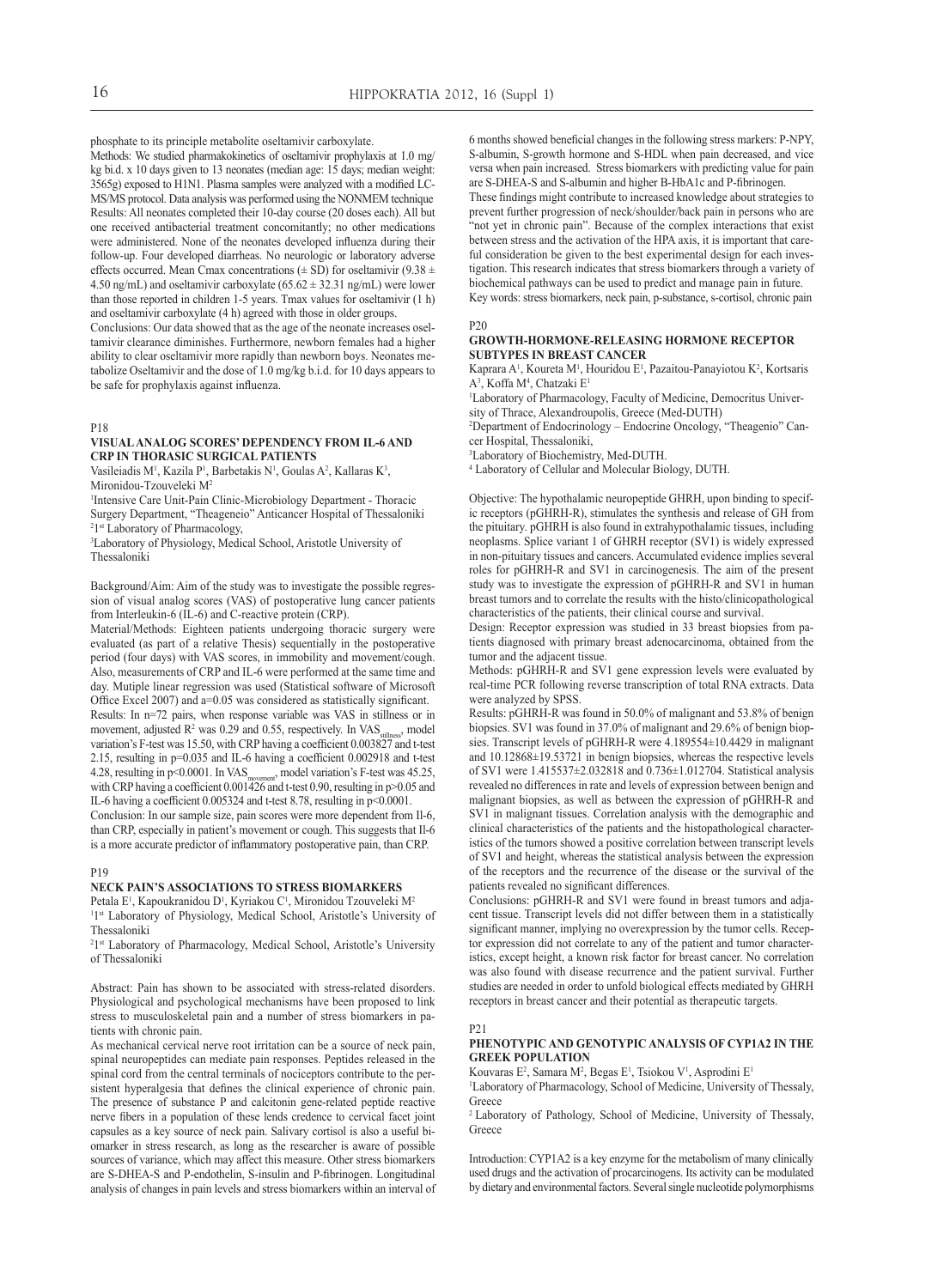phosphate to its principle metabolite oseltamivir carboxylate.

Methods: We studied pharmakokinetics of oseltamivir prophylaxis at 1.0 mg/kg bi.d. x 10 days given to 13 neonates (median age: 15 days; median weight: 3565g) exposed to H1N1. Plasma samples were analyzed with a modified LC-MS/MS protocol. Data analysis was performed using the NONMEM technique

Results: All neonates completed their 10-day course (20 doses each). All but one received antibacterial treatment concomitantly; no other medications were administered. None of the neonates developed influenza during their follow-up. Four developed diarrheas. No neurologic or laboratory adverse effects occurred. Mean Cmax concentrations (± SD) for oseltamivir (9.38 ± 4.50 ng/mL) and oseltamivir carboxylate (65.62 ± 32.31 ng/mL) were lower than those reported in children 1-5 years. Tmax values for oseltamivir (1 h) and oseltamivir carboxylate (4 h) agreed with those in older groups.

Conclusions: Our data showed that as the age of the neonate increases oseltamivir clearance diminishes. Furthermore, newborn females had a higher ability to clear oseltamivir more rapidly than newborn boys. Neonates metabolize Oseltamivir and the dose of 1.0 mg/kg b.i.d. for 10 days appears to be safe for prophylaxis against influenza.

P18

### VISUAL ANALOG SCORES' DEPENDENCY FROM IL-6 AND CRP IN THORASIC SURGICAL PATIENTS

Vasileiadis M[1], Kazila P[1], Barbetakis N[1], Goulas A[2], Kallaras K[3], Mironidou-Tzouveleki M[2]

[1]Intensive Care Unit-Pain Clinic-Microbiology Department - Thoracic Surgery Department, "Theageneio" Anticancer Hospital of Thessaloniki
[2]1[st] Laboratory of Pharmacology,
[3]Laboratory of Physiology, Medical School, Aristotle University of Thessaloniki

Background/Aim: Aim of the study was to investigate the possible regression of visual analog scores (VAS) of postoperative lung cancer patients from Interleukin-6 (IL-6) and C-reactive protein (CRP).

Material/Methods: Eighteen patients undergoing thoracic surgery were evaluated (as part of a relative Thesis) sequentially in the postoperative period (four days) with VAS scores, in immobility and movement/cough. Also, measurements of CRP and IL-6 were performed at the same time and day. Mutiple linear regression was used (Statistical software of Microsoft Office Excel 2007) and a=0.05 was considered as statistically significant.

Results: In n=72 pairs, when response variable was VAS in stillness or in movement, adjusted $R^2$ was 0.29 and 0.55, respectively. In $VAS_{stillness}$, model variation's F-test was 15.50, with CRP having a coefficient 0.003827 and t-test 2.15, resulting in p=0.035 and IL-6 having a coefficient 0.002918 and t-test 4.28, resulting in $p<0.0001$. In $VAS_{movement}$, model variation's F-test was 45.25, with CRP having a coefficient 0.001426 and t-test 0.90, resulting in $p>0.05$ and IL-6 having a coefficient 0.005324 and t-test 8.78, resulting in $p<0.0001$.

Conclusion: In our sample size, pain scores were more dependent from Il-6, than CRP, especially in patient's movement or cough. This suggests that Il-6 is a more accurate predictor of inflammatory postoperative pain, than CRP.

P19

### NECK PAIN'S ASSOCIATIONS TO STRESS BIOMARKERS

Petala E[1], Kapoukranidou D[1], Kyriakou C[1], Mironidou Tzouveleki M[2]

[1]1[st] Laboratory of Physiology, Medical School, Aristotle's University of Thessaloniki
[2]1[st] Laboratory of Pharmacology, Medical School, Aristotle's University of Thessaloniki

Abstract: Pain has shown to be associated with stress-related disorders. Physiological and psychological mechanisms have been proposed to link stress to musculoskeletal pain and a number of stress biomarkers in patients with chronic pain.

As mechanical cervical nerve root irritation can be a source of neck pain, spinal neuropeptides can mediate pain responses. Peptides released in the spinal cord from the central terminals of nociceptors contribute to the persistent hyperalgesia that defines the clinical experience of chronic pain. The presence of substance P and calcitonin gene-related peptide reactive nerve fibers in a population of these lends credence to cervical facet joint capsules as a key source of neck pain. Salivary cortisol is also a useful biomarker in stress research, as long as the researcher is aware of possible sources of variance, which may affect this measure. Other stress biomarkers are S-DHEA-S and P-endothelin, S-insulin and P-fibrinogen. Longitudinal analysis of changes in pain levels and stress biomarkers within an interval of 6 months showed beneficial changes in the following stress markers: P-NPY, S-albumin, S-growth hormone and S-HDL when pain decreased, and vice versa when pain increased. Stress biomarkers with predicting value for pain are S-DHEA-S and S-albumin and higher B-HbA1c and P-fibrinogen.

These findings might contribute to increased knowledge about strategies to prevent further progression of neck/shoulder/back pain in persons who are "not yet in chronic pain". Because of the complex interactions that exist between stress and the activation of the HPA axis, it is important that careful consideration be given to the best experimental design for each investigation. This research indicates that stress biomarkers through a variety of biochemical pathways can be used to predict and manage pain in future.

Key words: stress biomarkers, neck pain, p-substance, s-cortisol, chronic pain

P20

### GROWTH-HORMONE-RELEASING HORMONE RECEPTOR SUBTYPES IN BREAST CANCER

Kaprara A[1], Koureta M[1], Hour idou E[1], Pazaitou-Panayiotou K[2], Kortsaris A[3], Koffa M[4], Chatzaki E[1]

[1]Laboratory of Pharmacology, Faculty of Medicine, Democritus University of Thrace, Alexandroupolis, Greece (Med-DUTH)
[2]Department of Endocrinology – Endocrine Oncology, "Theagenio" Cancer Hospital, Thessaloniki,
[3]Laboratory of Biochemistry, Med-DUTH.
[4] Laboratory of Cellular and Molecular Biology, DUTH.

Objective: The hypothalamic neuropeptide GHRH, upon binding to specific receptors (pGHRH-R), stimulates the synthesis and release of GH from the pituitary. pGHRH is also found in extrahypothalamic tissues, including neoplasms. Splice variant 1 of GHRH receptor (SV1) is widely expressed in non-pituitary tissues and cancers. Accumulated evidence implies several roles for pGHRH-R and SV1 in carcinogenesis. The aim of the present study was to investigate the expression of pGHRH-R and SV1 in human breast tumors and to correlate the results with the histo/clinicopathological characteristics of the patients, their clinical course and survival.

Design: Receptor expression was studied in 33 breast biopsies from patients diagnosed with primary breast adenocarcinoma, obtained from the tumor and the adjacent tissue.

Methods: pGHRH-R and SV1 gene expression levels were evaluated by real-time PCR following reverse transcription of total RNA extracts. Data were analyzed by SPSS.

Results: pGHRH-R was found in 50.0% of malignant and 53.8% of benign biopsies. SV1 was found in 37.0% of malignant and 29.6% of benign biopsies. Transcript levels of pGHRH-R were 4.189554±10.4429 in malignant and 10.12868±19.53721 in benign biopsies, whereas the respective levels of SV1 were 1.415537±2.032818 and 0.736±1.012704. Statistical analysis revealed no differences in rate and levels of expression between benign and malignant biopsies, as well as between the expression of pGHRH-R and SV1 in malignant tissues. Correlation analysis with the demographic and clinical characteristics of the patients and the histopathological characteristics of the tumors showed a positive correlation between transcript levels of SV1 and height, whereas the statistical analysis between the expression of the receptors and the recurrence of the disease or the survival of the patients revealed no significant differences.

Conclusions: pGHRH-R and SV1 were found in breast tumors and adjacent tissue. Transcript levels did not differ between them in a statistically significant manner, implying no overexpression by the tumor cells. Receptor expression did not correlate to any of the patient and tumor characteristics, except height, a known risk factor for breast cancer. No correlation was also found with disease recurrence and the patient survival. Further studies are needed in order to unfold biological effects mediated by GHRH receptors in breast cancer and their potential as therapeutic targets.

P21

### PHENOTYPIC AND GENOTYPIC ANALYSIS OF CYP1A2 IN THE GREEK POPULATION

Kouvaras E[2], Samara M[2], Begas E[1], Tsiokou V[1], Asprodini E[1]

[1]Laboratory of Pharmacology, School of Medicine, University of Thessaly, Greece
[2] Laboratory of Pathology, School of Medicine, University of Thessaly, Greece

Introduction: CYP1A2 is a key enzyme for the metabolism of many clinically used drugs and the activation of procarcinogens. Its activity can be modulated by dietary and environmental factors. Several single nucleotide polymorphisms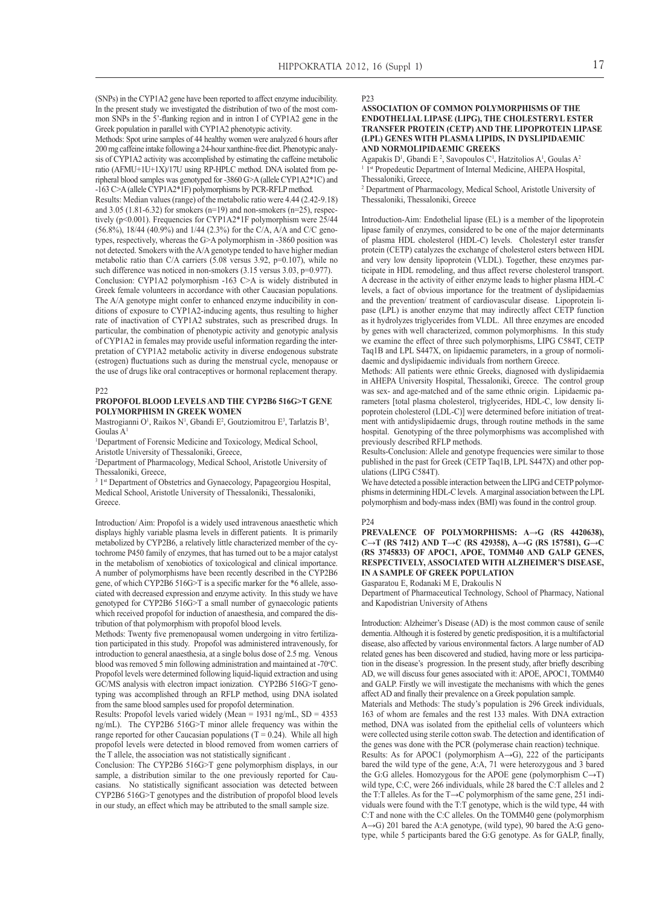(SNPs) in the CYP1A2 gene have been reported to affect enzyme inducibility. In the present study we investigated the distribution of two of the most common SNPs in the 5'-flanking region and in intron I of CYP1A2 gene in the Greek population in parallel with CYP1A2 phenotypic activity.

Methods: Spot urine samples of 44 healthy women were analyzed 6 hours after 200 mg caffeine intake following a 24-hour xanthine-free diet. Phenotypic analysis of CYP1A2 activity was accomplished by estimating the caffeine metabolic ratio (AFMU+1U+1X)/17U using RP-HPLC method. DNA isolated from peripheral blood samples was genotyped for -3860 G>A (allele CYP1A2*1C) and -163 C>A (allele CYP1A2*1F) polymorphisms by PCR-RFLP method.

Results: Median values (range) of the metabolic ratio were 4.44 (2.42-9.18) and 3.05 (1.81-6.32) for smokers (n=19) and non-smokers (n=25), respectively ($p<0.001$). Frequencies for CYP1A2*1F polymorphism were 25/44 (56.8%), 18/44 (40.9%) and 1/44 (2.3%) for the C/A, A/A and C/C genotypes, respectively, whereas the G>A polymorphism in -3860 position was not detected. Smokers with the A/A genotype tended to have higher median metabolic ratio than C/A carriers (5.08 versus 3.92, $p=0.107$), while no such difference was noticed in non-smokers (3.15 versus 3.03, $p=0.977$).

Conclusion: CYP1A2 polymorphism -163 C>A is widely distributed in Greek female volunteers in accordance with other Caucasian populations. The A/A genotype might confer to enhanced enzyme inducibility in conditions of exposure to CYP1A2-inducing agents, thus resulting to higher rate of inactivation of CYP1A2 substrates, such as prescribed drugs. In particular, the combination of phenotypic activity and genotypic analysis of CYP1A2 in females may provide useful information regarding the interpretation of CYP1A2 metabolic activity in diverse endogenous substrate (estrogen) fluctuations such as during the menstrual cycle, menopause or the use of drugs like oral contraceptives or hormonal replacement therapy.

P22

### PROPOFOL BLOOD LEVELS AND THE CYP2B6 516G>T GENE POLYMORPHISM IN GREEK WOMEN

Mastrogianni O[1], Raikos N[1], Gbandi E[2], Goutziomitrou E[3], Tarlatzis B[3], Goulas A[1]

[1]Department of Forensic Medicine and Toxicology, Medical School, Aristotle University of Thessaloniki, Greece,

[2]Department of Pharmacology, Medical School, Aristotle University of Thessaloniki, Greece,

[3] 1st Department of Obstetrics and Gynaecology, Papageorgiou Hospital, Medical School, Aristotle University of Thessaloniki, Thessaloniki, Greece.

Introduction/ Aim: Propofol is a widely used intravenous anaesthetic which displays highly variable plasma levels in different patients. It is primarily metabolized by CYP2B6, a relatively little characterized member of the cytochrome P450 family of enzymes, that has turned out to be a major catalyst in the metabolism of xenobiotics of toxicological and clinical importance. A number of polymorphisms have been recently described in the CYP2B6 gene, of which CYP2B6 516G>T is a specific marker for the *6 allele, associated with decreased expression and enzyme activity. In this study we have genotyped for CYP2B6 516G>T a small number of gynaecologic patients which received propofol for induction of anaesthesia, and compared the distribution of that polymorphism with propofol blood levels.

Methods: Twenty five premenopausal women undergoing in vitro fertilization participated in this study. Propofol was administered intravenously, for introduction to general anaesthesia, at a single bolus dose of 2.5 mg. Venous blood was removed 5 min following administration and maintained at -70°C. Propofol levels were determined following liquid-liquid extraction and using GC/MS analysis with electron impact ionization. CYP2B6 516G>T genotyping was accomplished through an RFLP method, using DNA isolated from the same blood samples used for propofol determination.

Results: Propofol levels varied widely (Mean = 1931 ng/mL, SD = 4353 ng/mL). The CYP2B6 516G>T minor allele frequency was within the range reported for other Caucasian populations (T = 0.24). While all high propofol levels were detected in blood removed from women carriers of the T allele, the association was not statistically significant .

Conclusion: The CYP2B6 516G>T gene polymorphism displays, in our sample, a distribution similar to the one previously reported for Caucasians. No statistically significant association was detected between CYP2B6 516G>T genotypes and the distribution of propofol blood levels in our study, an effect which may be attributed to the small sample size.

P23

### ASSOCIATION OF COMMON POLYMORPHISMS OF THE ENDOTHELIAL LIPASE (LIPG), THE CHOLESTERYL ESTER TRANSFER PROTEIN (CETP) AND THE LIPOPROTEIN LIPASE (LPL) GENES WITH PLASMA LIPIDS, IN DYSLIPIDAEMIC AND NORMOLIPIDAEMIC GREEKS

Agapakis D[1], Gbandi E[2], Savopoulos C[1], Hatzitolios A[1], Goulas A[2]

[1] 1st Propedeutic Department of Internal Medicine, AHEPA Hospital, Thessaloniki, Greece,

[2] Department of Pharmacology, Medical School, Aristotle University of Thessaloniki, Thessaloniki, Greece

Introduction-Aim: Endothelial lipase (EL) is a member of the lipoprotein lipase family of enzymes, considered to be one of the major determinants of plasma HDL cholesterol (HDL-C) levels. Cholesteryl ester transfer protein (CETP) catalyzes the exchange of cholesterol esters between HDL and very low density lipoprotein (VLDL). Together, these enzymes participate in HDL remodeling, and thus affect reverse cholesterol transport. A decrease in the activity of either enzyme leads to higher plasma HDL-C levels, a fact of obvious importance for the treatment of dyslipidaemias and the prevention/ treatment of cardiovascular disease. Lipoprotein lipase (LPL) is another enzyme that may indirectly affect CETP function as it hydrolyzes triglycerides from VLDL. All three enzymes are encoded by genes with well characterized, common polymorphisms. In this study we examine the effect of three such polymorphisms, LIPG C584T, CETP Taq1B and LPL S447X, on lipidaemic parameters, in a group of normolidaemic and dyslipidaemic individuals from northern Greece.

Methods: All patients were ethnic Greeks, diagnosed with dyslipidaemia in AHEPA University Hospital, Thessaloniki, Greece. The control group was sex- and age-matched and of the same ethnic origin. Lipidaemic parameters [total plasma cholesterol, triglycerides, HDL-C, low density lipoprotein cholesterol (LDL-C)] were determined before initiation of treatment with antidyslipidaemic drugs, through routine methods in the same hospital. Genotyping of the three polymorphisms was accomplished with previously described RFLP methods.

Results-Conclusion: Allele and genotype frequencies were similar to those published in the past for Greek (CETP Taq1B, LPL S447X) and other populations (LIPG C584T).

We have detected a possible interaction between the LIPG and CETP polymorphisms in determining HDL-C levels. A marginal association between the LPL polymorphism and body-mass index (BMI) was found in the control group.

P24

### PREVALENCE OF POLYMORPHISMS: A→G (RS 4420638), C→T (RS 7412) AND T→C (RS 429358), A→G (RS 157581), G→C (RS 3745833) OF APOC1, APOE, TOMM40 AND GALP GENES, RESPECTIVELY, ASSOCIATED WITH ALZHEIMER'S DISEASE, IN A SAMPLE OF GREEK POPULATION

Gasparatou E, Rodanaki M E, Drakoulis N

Department of Pharmaceutical Technology, School of Pharmacy, National and Kapodistrian University of Athens

Introduction: Alzheimer's Disease (AD) is the most common cause of senile dementia. Although it is fostered by genetic predisposition, it is a multifactorial disease, also affected by various environmental factors. A large number of AD related genes has been discovered and studied, having more or less participation in the disease's progression. In the present study, after briefly describing AD, we will discuss four genes associated with it: APOE, APOC1, TOMM40 and GALP. Firstly we will investigate the mechanisms with which the genes affect AD and finally their prevalence on a Greek population sample.

Materials and Methods: The study's population is 296 Greek individuals, 163 of whom are females and the rest 133 males. With DNA extraction method, DNA was isolated from the epithelial cells of volunteers which were collected using sterile cotton swab. The detection and identification of the genes was done with the PCR (polymerase chain reaction) technique.

Results: As for APOC1 (polymorphism A→G), 222 of the participants bared the wild type of the gene, A:A, 71 were heterozygous and 3 bared the G:G alleles. Homozygous for the APOE gene (polymorphism C→T) wild type, C:C, were 266 individuals, while 28 bared the C:T alleles and 2 the T:T alleles. As for the T→C polymorphism of the same gene, 251 individuals were found with the T:T genotype, which is the wild type, 44 with C:T and none with the C:C alleles. On the TOMM40 gene (polymorphism A→G) 201 bared the A:A genotype, (wild type), 90 bared the A:G genotype, while 5 participants bared the G:G genotype. As for GALP, finally,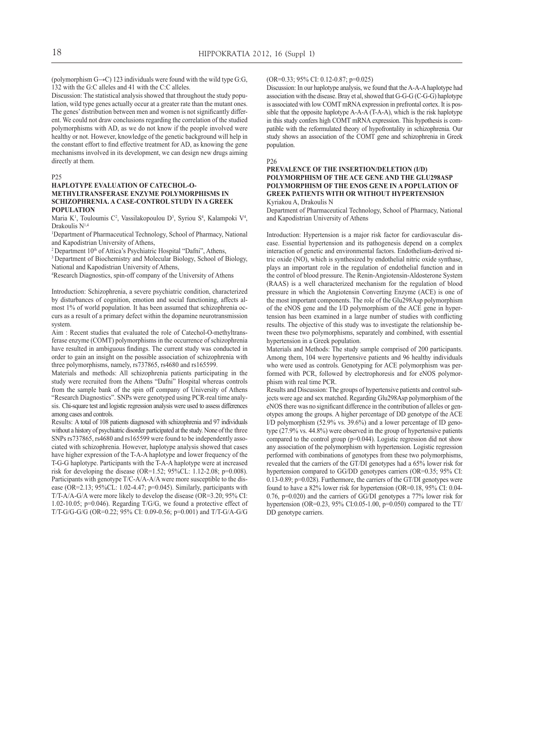(polymorphism G→C) 123 individuals were found with the wild type G:G, 132 with the G:C alleles and 41 with the C:C alleles.

Discussion: The statistical analysis showed that throughout the study population, wild type genes actually occur at a greater rate than the mutant ones. The genes' distribution between men and women is not significantly different. We could not draw conclusions regarding the correlation of the studied polymorphisms with AD, as we do not know if the people involved were healthy or not. However, knowledge of the genetic background will help in the constant effort to find effective treatment for AD, as knowing the gene mechanisms involved in its development, we can design new drugs aiming directly at them.

P25

## HAPLOTYPE EVALUATION OF CATECHOL-O-METHYLTRANSFERASE ENZYME POLYMORPHISMS IN SCHIZOPHRENIA. A CASE-CONTROL STUDY IN A GREEK POPULATION

Maria K[1], Touloumis C[2], Vassilakopoulou D[3], Syriou S[4], Kalampoki V[4], Drakoulis N[1,4]

[1]Department of Pharmaceutical Technology, School of Pharmacy, National and Kapodistrian University of Athens,

[2]Department 10[th] of Attica's Psychiatric Hospital "Dafni", Athens,

[3]Department of Biochemistry and Molecular Biology, School of Biology, National and Kapodistrian University of Athens,

[4]Research Diagnostics, spin-off company of the University of Athens

Introduction: Schizophrenia, a severe psychiatric condition, characterized by disturbances of cognition, emotion and social functioning, affects almost 1% of world population. It has been assumed that schizophrenia occurs as a result of a primary defect within the dopamine neurotransmission system.

Aim : Recent studies that evaluated the role of Catechol-O-methyltransferase enzyme (COMT) polymorphisms in the occurrence of schizophrenia have resulted in ambiguous findings. The current study was conducted in order to gain an insight on the possible association of schizophrenia with three polymorphisms, namely, rs737865, rs4680 and rs165599.

Materials and methods: All schizophrenia patients participating in the study were recruited from the Athens "Dafni" Hospital whereas controls from the sample bank of the spin off company of University of Athens "Research Diagnostics". SNPs were genotyped using PCR-real time analysis. Chi-square test and logistic regression analysis were used to assess differences among cases and controls.

Results: A total of 108 patients diagnosed with schizophrenia and 97 individuals without a history of psychiatric disorder participated at the study. None of the three SNPs rs737865, rs4680 and rs165599 were found to be independently associated with schizophrenia. However, haplotype analysis showed that cases have higher expression of the T-A-A haplotype and lower frequency of the T-G-G haplotype. Participants with the T-A-A haplotype were at increased risk for developing the disease (OR=1.52; 95%CL: 1.12-2.08; p=0.008). Participants with genotype T/C-A/A-A/A were more susceptible to the disease (OR=2.13; 95%CL: 1.02-4.47; p=0.045). Similarly, participants with T/T-A/A-G/A were more likely to develop the disease (OR=3.20; 95% CI: 1.02-10.05; p=0.046). Regarding T/G/G, we found a protective effect of T/T-G/G-G/G (OR=0.22; 95% CI: 0.09-0.56; p=0.001) and T/T-G/A-G/G (OR=0.33; 95% CI: 0.12-0.87; p=0.025)

Discussion: In our haplotype analysis, we found that the A-A-A haplotype had association with the disease. Bray et al, showed that G-G-G (C-G-G) haplotype is associated with low COMT mRNA expression in prefrontal cortex. It is possible that the opposite haplotype A-A-A (T-A-A), which is the risk haplotype in this study confers high COMT mRNA expression. This hypothesis is compatible with the reformulated theory of hypofrontality in schizophrenia. Our study shows an association of the COMT gene and schizophrenia in Greek population.

P26

## PREVALENCE OF THE INSERTION/DELETION (I/D) POLYMORPHISM OF THE ACE GENE AND THE GLU298ASP POLYMORPHISM OF THE ENOS GENE IN A POPULATION OF GREEK PATIENTS WITH OR WITHOUT HYPERTENSION

Kyriakou A, Drakoulis N

Department of Pharmaceutical Technology, School of Pharmacy, National and Kapodistrian University of Athens

Introduction: Hypertension is a major risk factor for cardiovascular disease. Essential hypertension and its pathogenesis depend on a complex interaction of genetic and environmental factors. Endothelium-derived nitric oxide (NO), which is synthesized by endothelial nitric oxide synthase, plays an important role in the regulation of endothelial function and in the control of blood pressure. The Renin-Angiotensin-Aldosterone System (RAAS) is a well characterized mechanism for the regulation of blood pressure in which the Angiotensin Converting Enzyme (ACE) is one of the most important components. The role of the Glu298Asp polymorphism of the eNOS gene and the I/D polymorphism of the ACE gene in hypertension has been examined in a large number of studies with conflicting results. The objective of this study was to investigate the relationship between these two polymorphisms, separately and combined, with essential hypertension in a Greek population.

Materials and Methods: The study sample comprised of 200 participants. Among them, 104 were hypertensive patients and 96 healthy individuals who were used as controls. Genotyping for ACE polymorphism was performed with PCR, followed by electrophoresis and for eNOS polymorphism with real time PCR.

Results and Discussion: The groups of hypertensive patients and control subjects were age and sex matched. Regarding Glu298Asp polymorphism of the eNOS there was no significant difference in the contribution of alleles or genotypes among the groups. A higher percentage of DD genotype of the ACE I/D polymorphism (52.9% vs. 39.6%) and a lower percentage of ID genotype (27.9% vs. 44.8%) were observed in the group of hypertensive patients compared to the control group (p=0.044). Logistic regression did not show any association of the polymorphism with hypertension. Logistic regression performed with combinations of genotypes from these two polymorphisms, revealed that the carriers of the GT/DI genotypes had a 65% lower risk for hypertension compared to GG/DD genotypes carriers (OR=0.35; 95% CI: 0.13-0.89; p=0.028). Furthermore, the carriers of the GT/DI genotypes were found to have a 82% lower risk for hypertension (OR=0.18, 95% CI: 0.04-0.76, p=0.020) and the carriers of GG/DI genotypes a 77% lower risk for hypertension (OR=0.23, 95% CI:0.05-1.00, p=0.050) compared to the TT/DD genotype carriers.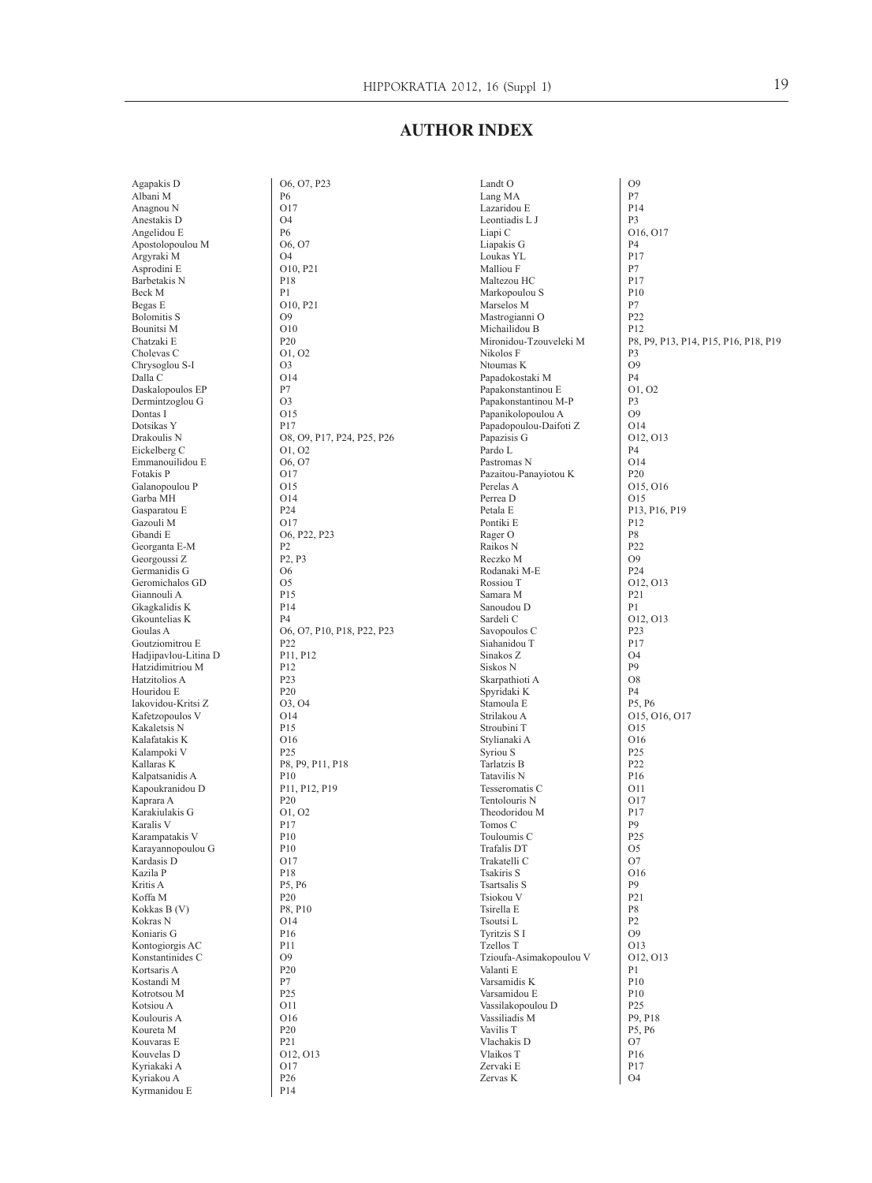# AUTHOR INDEX

| | |
|---|---|
| Agapakis D | O6, O7, P23 |
| Albani M | P6 |
| Anagnou N | O17 |
| Anestakis D | O4 |
| Angelidou E | P6 |
| Apostolopoulou M | O6, O7 |
| Argyraki M | O4 |
| Asprodini E | O10, P21 |
| Barbetakis N | P18 |
| Beck M | P1 |
| Begas E | O10, P21 |
| Bolomitis S | O9 |
| Bounitsi M | O10 |
| Chatzaki E | P20 |
| Cholevas C | O1, O2 |
| Chrysoglou S-I | O3 |
| Dalla C | O14 |
| Daskalopoulos EP | P7 |
| Dermintzoglou G | O3 |
| Dontas I | O15 |
| Dotsikas Y | P17 |
| Drakoulis N | O8, O9, P17, P24, P25, P26 |
| Eickelberg C | O1, O2 |
| Emmanouilidou E | O6, O7 |
| Fotakis P | O17 |
| Galanopoulou P | O15 |
| Garba MH | O14 |
| Gasparatou E | P24 |
| Gazouli M | O17 |
| Gbandi E | O6, P22, P23 |
| Georganta E-M | P2 |
| Georgoussi Z | P2, P3 |
| Germanidis G | O6 |
| Geromichalos GD | O5 |
| Giannouli A | P15 |
| Gkagkalidis K | P14 |
| Gkountelias K | P4 |
| Goulas A | O6, O7, P10, P18, P22, P23 |
| Goutziomitrou E | P22 |
| Hadjipavlou-Litina D | P11, P12 |
| Hatzidimitriou M | P12 |
| Hatzitolios A | P23 |
| Houridou E | P20 |
| Iakovidou-Kritsi Z | O3, O4 |
| Kafetzopoulos V | O14 |
| Kakaletsis N | P15 |
| Kalafatakis K | O16 |
| Kalampoki V | P25 |
| Kallaras K | P8, P9, P11, P18 |
| Kalpatsanidis A | P10 |
| Kapoukranidou D | P11, P12, P19 |
| Kaprara A | P20 |
| Karakiulakis G | O1, O2 |
| Karalis V | P17 |
| Karampatakis V | P10 |
| Karayannopoulou G | P10 |
| Kardasis D | O17 |
| Kazila P | P18 |
| Kritis A | P5, P6 |
| Koffa M | P20 |
| Kokkas B (V) | P8, P10 |
| Kokras N | O14 |
| Koniaris G | P16 |
| Kontogiorgis AC | P11 |
| Konstantinides C | O9 |
| Kortsaris A | P20 |
| Kostandi M | P7 |
| Kotrotsou M | P25 |
| Kotsiou A | O11 |
| Koulouris A | O16 |
| Koureta M | P20 |
| Kouvaras E | P21 |
| Kouvelas D | O12, O13 |
| Kyriakaki A | O17 |
| Kyriakou A | P26 |
| Kyrmanidou E | P14 |
| Landt O | O9 |
| Lang MA | P7 |
| Lazaridou E | P14 |
| Leontiadis L J | P3 |
| Liapi C | O16, O17 |
| Liapakis G | P4 |
| Loukas YL | P17 |
| Malliou F | P7 |
| Maltezou HC | P17 |
| Markopoulou S | P10 |
| Marselos M | P7 |
| Mastrogianni O | P22 |
| Michailidou B | P12 |
| Mironidou-Tzouveleki M | P8, P9, P13, P14, P15, P16, P18, P19 |
| Nikolos F | P3 |
| Ntoumas K | O9 |
| Papadokostaki M | P4 |
| Papakonstantinou E | O1, O2 |
| Papakonstantinou M-P | P3 |
| Papanikolopoulou A | O9 |
| Papadopoulou-Daifoti Z | O14 |
| Papazisis G | O12, O13 |
| Pardo L | P4 |
| Pastromas N | O14 |
| Pazaitou-Panayiotou K | P20 |
| Perelas A | O15, O16 |
| Perrea D | O15 |
| Petala E | P13, P16, P19 |
| Pontiki E | P12 |
| Rager O | P8 |
| Raikos N | P22 |
| Reczko M | O9 |
| Rodanaki M-E | P24 |
| Rossiou T | O12, O13 |
| Samara M | P21 |
| Sanoudou D | P1 |
| Sardeli C | O12, O13 |
| Savopoulos C | P23 |
| Siahanidou T | P17 |
| Sinakos Z | O4 |
| Siskos N | P9 |
| Skarpathioti A | O8 |
| Spyridaki K | P4 |
| Stamoula E | P5, P6 |
| Strilakou A | O15, O16, O17 |
| Stroubini T | O15 |
| Stylianaki A | O16 |
| Syriou S | P25 |
| Tarlatzis B | P22 |
| Tatavilis N | P16 |
| Tesseromatis C | O11 |
| Tentolouris N | O17 |
| Theodoridou M | P17 |
| Tomos C | P9 |
| Touloumis C | P25 |
| Trafalis DT | O5 |
| Trakatelli C | O7 |
| Tsakiris S | O16 |
| Tsartsalis S | P9 |
| Tsiokou V | P21 |
| Tsirella E | P8 |
| Tsoutsi L | P2 |
| Tyritzis S I | O9 |
| Tzellos T | O13 |
| Tzioufa-Asimakopoulou V | O12, O13 |
| Valanti E | P1 |
| Varsamidis K | P10 |
| Varsamidou E | P10 |
| Vassilakopoulou D | P25 |
| Vassiliadis M | P9, P18 |
| Vavilis T | P5, P6 |
| Vlachakis D | O7 |
| Vlaikos T | P16 |
| Zervaki E | P17 |
| Zervas K | O4 |